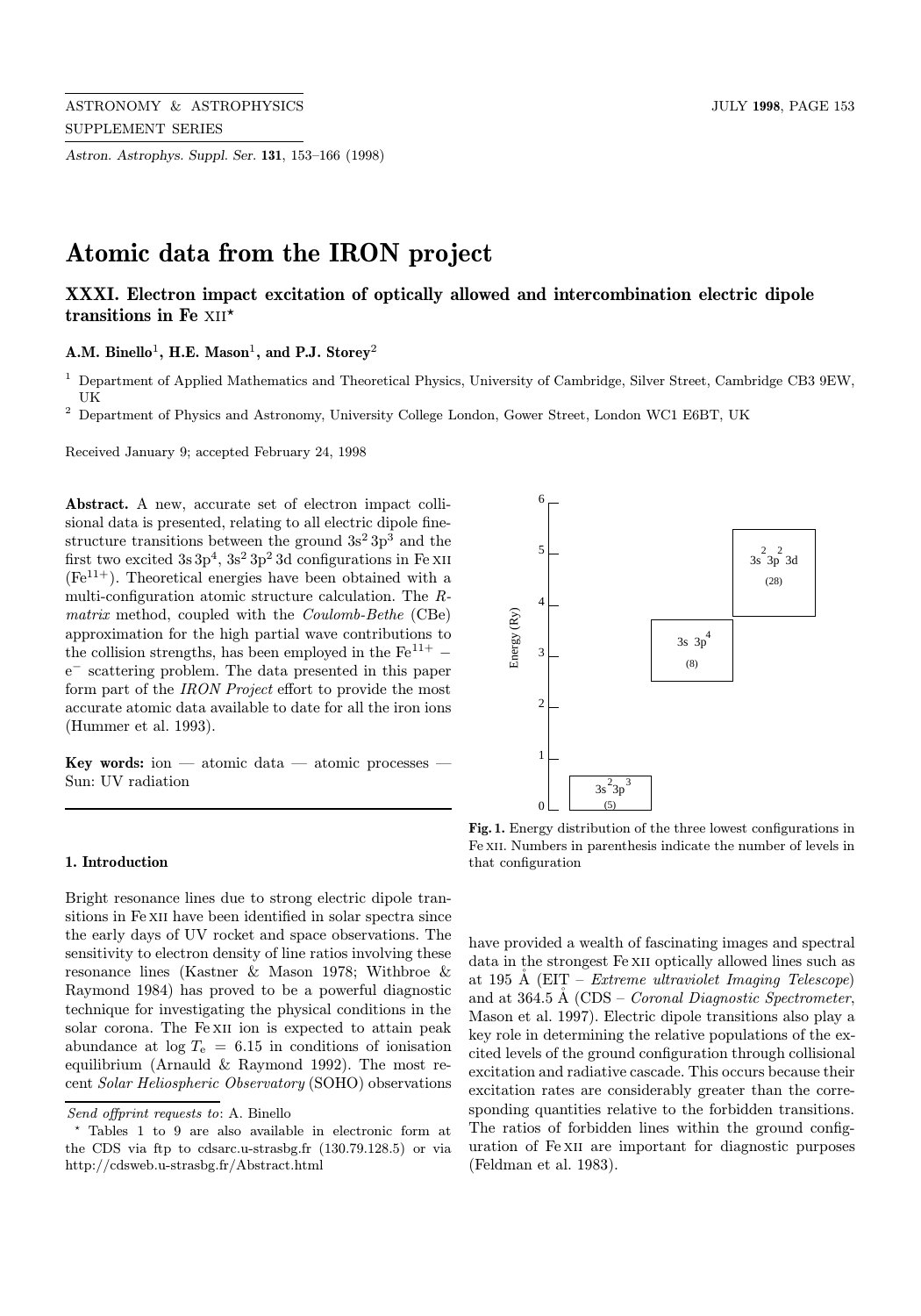# Atomic data from the IRON project

## XXXI. Electron impact excitation of optically allowed and intercombination electric dipole transitions in Fe XII*

**A.M. Binello[1], H.E. Mason[1], and P.J. Storey[2]**

[1] Department of Applied Mathematics and Theoretical Physics, University of Cambridge, Silver Street, Cambridge CB3 9EW, UK

[2] Department of Physics and Astronomy, University College London, Gower Street, London WC1 E6BT, UK

Received January 9; accepted February 24, 1998

**Abstract.** A new, accurate set of electron impact collisional data is presented, relating to all electric dipole fine-structure transitions between the ground $3s^2\,3p^3$ and the first two excited $3s\,3p^4$, $3s^2\,3p^2\,3d$ configurations in Fe XII ($Fe^{11+}$). Theoretical energies have been obtained with a multi-configuration atomic structure calculation. The *R-matrix* method, coupled with the *Coulomb-Bethe* (CBe) approximation for the high partial wave contributions to the collision strengths, has been employed in the $Fe^{11+} - e^-$ scattering problem. The data presented in this paper form part of the *IRON Project* effort to provide the most accurate atomic data available to date for all the iron ions (Hummer et al. 1993).

**Key words:** ion — atomic data — atomic processes — Sun: UV radiation

Fig. 1. Energy distribution of the three lowest configurations in Fe XII. Numbers in parenthesis indicate the number of levels in that configuration

### 1. Introduction

Bright resonance lines due to strong electric dipole transitions in Fe XII have been identified in solar spectra since the early days of UV rocket and space observations. The sensitivity to electron density of line ratios involving these resonance lines (Kastner & Mason 1978; Withbroe & Raymond 1984) has proved to be a powerful diagnostic technique for investigating the physical conditions in the solar corona. The Fe XII ion is expected to attain peak abundance at $\log T_e = 6.15$ in conditions of ionisation equilibrium (Arnauld & Raymond 1992). The most recent *Solar Heliospheric Observatory* (SOHO) observations have provided a wealth of fascinating images and spectral data in the strongest Fe XII optically allowed lines such as at 195 Å (EIT – *Extreme ultraviolet Imaging Telescope*) and at 364.5 Å (CDS – *Coronal Diagnostic Spectrometer*, Mason et al. 1997). Electric dipole transitions also play a key role in determining the relative populations of the excited levels of the ground configuration through collisional excitation and radiative cascade. This occurs because their excitation rates are considerably greater than the corresponding quantities relative to the forbidden transitions. The ratios of forbidden lines within the ground configuration of Fe XII are important for diagnostic purposes (Feldman et al. 1983).

*Send offprint requests to*: A. Binello

* Tables 1 to 9 are also available in electronic form at the CDS via ftp to cdsarc.u-strasbg.fr (130.79.128.5) or via http://cdsweb.u-strasbg.fr/Abstract.html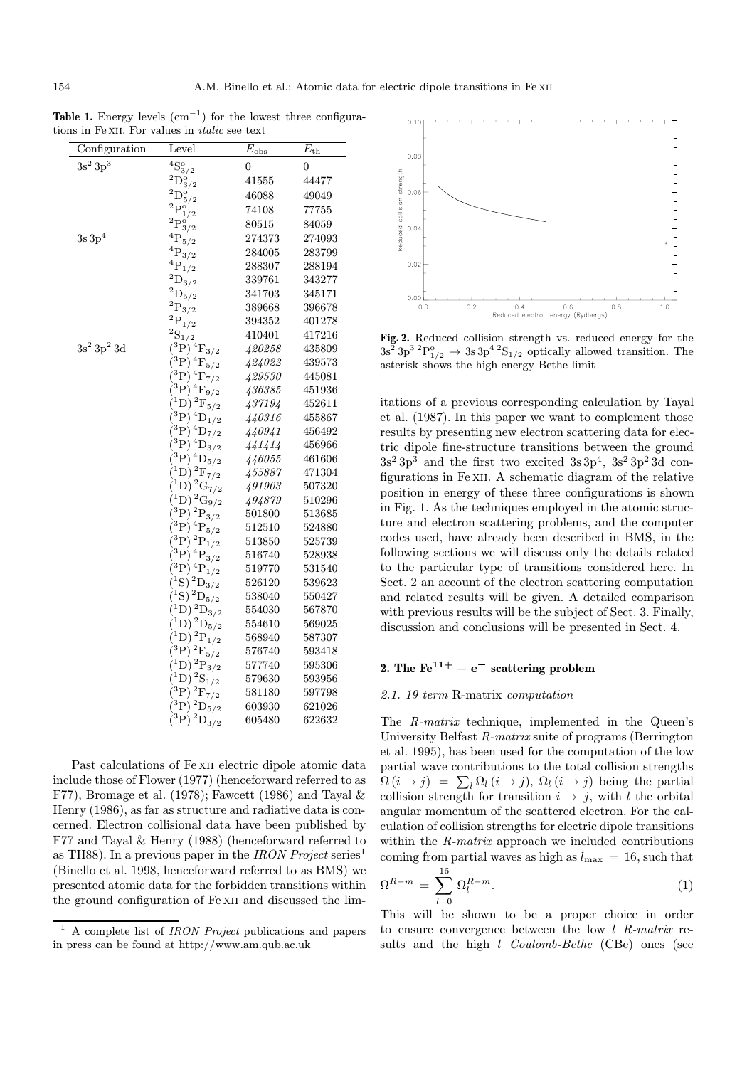**Table 1.** Energy levels ($cm^{-1}$) for the lowest three configurations in Fe XII. For values in *italic* see text

| Configuration | Level | $E_{obs}$ | $E_{th}$ |
|---|---|---|---|
| $3s^2\,3p^3$ | $^4S^o_{3/2}$ | 0 | 0 |
| | $^2D^o_{3/2}$ | 41555 | 44477 |
| | $^2D^o_{5/2}$ | 46088 | 49049 |
| | $^2P^o_{1/2}$ | 74108 | 77755 |
| | $^2P^o_{3/2}$ | 80515 | 84059 |
| $3s\,3p^4$ | $^4P_{5/2}$ | 274373 | 274093 |
| | $^4P_{3/2}$ | 284005 | 283799 |
| | $^4P_{1/2}$ | 288307 | 288194 |
| | $^2D_{3/2}$ | 339761 | 343277 |
| | $^2D_{5/2}$ | 341703 | 345171 |
| | $^2P_{3/2}$ | 389668 | 396678 |
| | $^2P_{1/2}$ | 394352 | 401278 |
| | $^2S_{1/2}$ | 410401 | 417216 |
| $3s^2\,3p^2\,3d$ | $(^3P)\,^4F_{3/2}$ | *420258* | 435809 |
| | $(^3P)\,^4F_{5/2}$ | *424022* | 439573 |
| | $(^3P)\,^4F_{7/2}$ | *429530* | 445081 |
| | $(^3P)\,^4F_{9/2}$ | *436385* | 451936 |
| | $(^1D)\,^2F_{5/2}$ | *437194* | 452611 |
| | $(^3P)\,^4D_{1/2}$ | *440316* | 455867 |
| | $(^3P)\,^4D_{7/2}$ | *440941* | 456492 |
| | $(^3P)\,^4D_{3/2}$ | *441414* | 456966 |
| | $(^3P)\,^4D_{5/2}$ | *446055* | 461606 |
| | $(^1D)\,^2F_{7/2}$ | *455887* | 471304 |
| | $(^1D)\,^2G_{7/2}$ | *491903* | 507320 |
| | $(^1D)\,^2G_{9/2}$ | *494879* | 510296 |
| | $(^3P)\,^2P_{3/2}$ | 501800 | 513685 |
| | $(^3P)\,^4P_{5/2}$ | 512510 | 524880 |
| | $(^3P)\,^2P_{1/2}$ | 513850 | 525739 |
| | $(^3P)\,^4P_{3/2}$ | 516740 | 528938 |
| | $(^3P)\,^4P_{1/2}$ | 519770 | 531540 |
| | $(^1S)\,^2D_{3/2}$ | 526120 | 539623 |
| | $(^1S)\,^2D_{5/2}$ | 538040 | 550427 |
| | $(^1D)\,^2D_{3/2}$ | 554030 | 567870 |
| | $(^1D)\,^2D_{5/2}$ | 554610 | 569025 |
| | $(^1D)\,^2P_{1/2}$ | 568940 | 587307 |
| | $(^3P)\,^2F_{5/2}$ | 576740 | 593418 |
| | $(^1D)\,^2P_{3/2}$ | 577740 | 595306 |
| | $(^1D)\,^2S_{1/2}$ | 579630 | 593956 |
| | $(^3P)\,^2F_{7/2}$ | 581180 | 597798 |
| | $(^3P)\,^2D_{5/2}$ | 603930 | 621026 |
| | $(^3P)\,^2D_{3/2}$ | 605480 | 622632 |

Past calculations of Fe XII electric dipole atomic data include those of Flower (1977) (henceforward referred to as F77), Bromage et al. (1978); Fawcett (1986) and Tayal & Henry (1986), as far as structure and radiative data is concerned. Electron collisional data have been published by F77 and Tayal & Henry (1988) (henceforward referred to as TH88). In a previous paper in the *IRON Project* series[1] (Binello et al. 1998, henceforward referred to as BMS) we presented atomic data for the forbidden transitions within the ground configuration of Fe XII and discussed the limitations of a previous corresponding calculation by Tayal et al. (1987). In this paper we want to complement those results by presenting new electron scattering data for electric dipole fine-structure transitions between the ground $3s^2\,3p^3$ and the first two excited $3s\,3p^4$, $3s^2\,3p^2\,3d$ configurations in Fe XII. A schematic diagram of the relative position in energy of these three configurations is shown in Fig. 1. As the techniques employed in the atomic structure and electron scattering problems, and the computer codes used, have already been described in BMS, in the following sections we will discuss only the details related to the particular type of transitions considered here. In Sect. 2 an account of the electron scattering computation and related results will be given. A detailed comparison with previous results will be the subject of Sect. 3. Finally, discussion and conclusions will be presented in Sect. 4.

[1] A complete list of *IRON Project* publications and papers in press can be found at http://www.am.qub.ac.uk

**Fig. 2.** Reduced collision strength vs. reduced energy for the $3s^2\,3p^3\,^2P^o_{1/2} \rightarrow 3s\,3p^4\,^2S_{1/2}$ optically allowed transition. The asterisk shows the high energy Bethe limit

## 2. The $Fe^{11+} - e^-$ scattering problem

### *2.1. 19 term* R-matrix *computation*

The *R-matrix* technique, implemented in the Queen's University Belfast *R-matrix* suite of programs (Berrington et al. 1995), has been used for the computation of the low partial wave contributions to the total collision strengths $\Omega\,(i \rightarrow j) = \sum_l \Omega_l\,(i \rightarrow j)$, $\Omega_l\,(i \rightarrow j)$ being the partial collision strength for transition $i \rightarrow j$, with $l$ the orbital angular momentum of the scattered electron. For the calculation of collision strengths for electric dipole transitions within the *R-matrix* approach we included contributions coming from partial waves as high as $l_{max} = 16$, such that

$$\Omega^{R-m} = \sum_{l=0}^{16} \Omega_l^{R-m}. \tag{1}$$

This will be shown to be a proper choice in order to ensure convergence between the low $l$ *R-matrix* results and the high $l$ *Coulomb-Bethe* (CBe) ones (see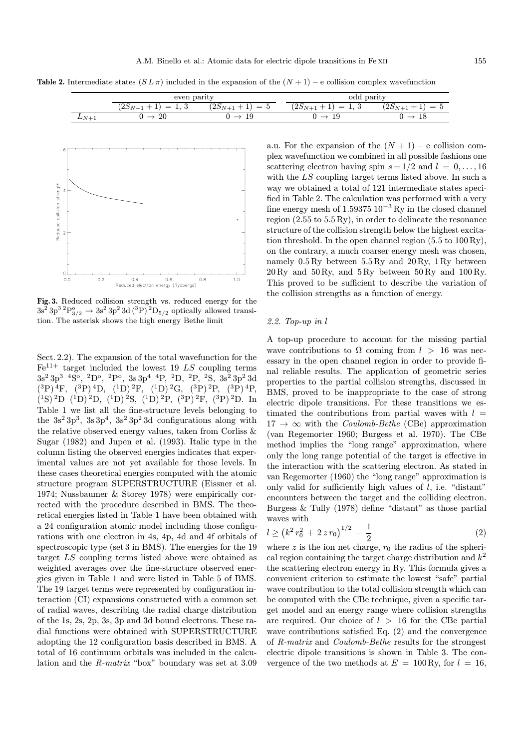**Table 2.** Intermediate states $(S\,L\,\pi)$ included in the expansion of the $(N+1)-\mathrm{e}$ collision complex wavefunction

| | even parity | | odd parity | |
|---|---|---|---|---|
| | $(2S_{N+1}+1) = 1, 3$ | $(2S_{N+1}+1) = 5$ | $(2S_{N+1}+1) = 1, 3$ | $(2S_{N+1}+1) = 5$ |
| $L_{N+1}$ | $0 \rightarrow 20$ | $0 \rightarrow 19$ | $0 \rightarrow 19$ | $0 \rightarrow 18$ |

**Fig. 3.** Reduced collision strength vs. reduced energy for the $3s^2\,3p^3\,{}^2P^o_{3/2} \rightarrow 3s^2\,3p^2\,3d\,({}^3P)\,{}^2D_{5/2}$ optically allowed transition. The asterisk shows the high energy Bethe limit

Sect. 2.2). The expansion of the total wavefunction for the $Fe^{11+}$ target included the lowest 19 *LS* coupling terms $3s^2\,3p^3$ ${}^4S^o$, ${}^2D^o$, ${}^2P^o$, $3s\,3p^4$ ${}^4P$, ${}^2D$, ${}^2P$, ${}^2S$, $3s^2\,3p^2\,3d$ $({}^3P)\,{}^4F$, $({}^3P)\,{}^4D$, $({}^1D)\,{}^2F$, $({}^1D)\,{}^2G$, $({}^3P)\,{}^2P$, $({}^3P)\,{}^4P$, $({}^1S)\,{}^2D$ $({}^1D)\,{}^2D$, $({}^1D)\,{}^2S$, $({}^1D)\,{}^2P$, $({}^3P)\,{}^2F$, $({}^3P)\,{}^2D$. In Table 1 we list all the fine-structure levels belonging to the $3s^2\,3p^3$, $3s\,3p^4$, $3s^2\,3p^2\,3d$ configurations along with the relative observed energy values, taken from Corliss & Sugar (1982) and Jupen et al. (1993). Italic type in the column listing the observed energies indicates that experimental values are not yet available for those levels. In these cases theoretical energies computed with the atomic structure program SUPERSTRUCTURE (Eissner et al. 1974; Nussbaumer & Storey 1978) were empirically corrected with the procedure described in BMS. The theoretical energies listed in Table 1 have been obtained with a 24 configuration atomic model including those configurations with one electron in 4s, 4p, 4d and 4f orbitals of spectroscopic type (set 3 in BMS). The energies for the 19 target *LS* coupling terms listed above were obtained as weighted averages over the fine-structure observed energies given in Table 1 and were listed in Table 5 of BMS. The 19 target terms were represented by configuration interaction (CI) expansions constructed with a common set of radial waves, describing the radial charge distribution of the 1s, 2s, 2p, 3s, 3p and 3d bound electrons. These radial functions were obtained with SUPERSTRUCTURE adopting the 12 configuration basis described in BMS. A total of 16 continuum orbitals was included in the calculation and the *R-matrix* "box" boundary was set at 3.09 a.u. For the expansion of the $(N+1)-\mathrm{e}$ collision complex wavefunction we combined in all possible fashions one scattering electron having spin $s = 1/2$ and $l = 0, \ldots, 16$ with the *LS* coupling target terms listed above. In such a way we obtained a total of 121 intermediate states specified in Table 2. The calculation was performed with a very fine energy mesh of $1.59375\;10^{-3}$ Ry in the closed channel region (2.55 to 5.5 Ry), in order to delineate the resonance structure of the collision strength below the highest excitation threshold. In the open channel region (5.5 to 100 Ry), on the contrary, a much coarser energy mesh was chosen, namely 0.5 Ry between 5.5 Ry and 20 Ry, 1 Ry between 20 Ry and 50 Ry, and 5 Ry between 50 Ry and 100 Ry. This proved to be sufficient to describe the variation of the collision strengths as a function of energy.

### 2.2. Top-up in l

A top-up procedure to account for the missing partial wave contributions to $\Omega$ coming from $l > 16$ was necessary in the open channel region in order to provide final reliable results. The application of geometric series properties to the partial collision strengths, discussed in BMS, proved to be inappropriate to the case of strong electric dipole transitions. For these transitions we estimated the contributions from partial waves with $l = 17 \rightarrow \infty$ with the *Coulomb-Bethe* (CBe) approximation (van Regemorter 1960; Burgess et al. 1970). The CBe method implies the "long range" approximation, where only the long range potential of the target is effective in the interaction with the scattering electron. As stated in van Regemorter (1960) the "long range" approximation is only valid for sufficiently high values of $l$, i.e. "distant" encounters between the target and the colliding electron. Burgess & Tully (1978) define "distant" as those partial waves with

$$l \geq \left(k^2\,r_0^2 + 2\,z\,r_0\right)^{1/2} - \frac{1}{2} \tag{2}$$

where $z$ is the ion net charge, $r_0$ the radius of the spherical region containing the target charge distribution and $k^2$ the scattering electron energy in Ry. This formula gives a convenient criterion to estimate the lowest "safe" partial wave contribution to the total collision strength which can be computed with the CBe technique, given a specific target model and an energy range where collision strengths are required. Our choice of $l > 16$ for the CBe partial wave contributions satisfied Eq. (2) and the convergence of *R-matrix* and *Coulomb-Bethe* results for the strongest electric dipole transitions is shown in Table 3. The convergence of the two methods at $E = 100$ Ry, for $l = 16$,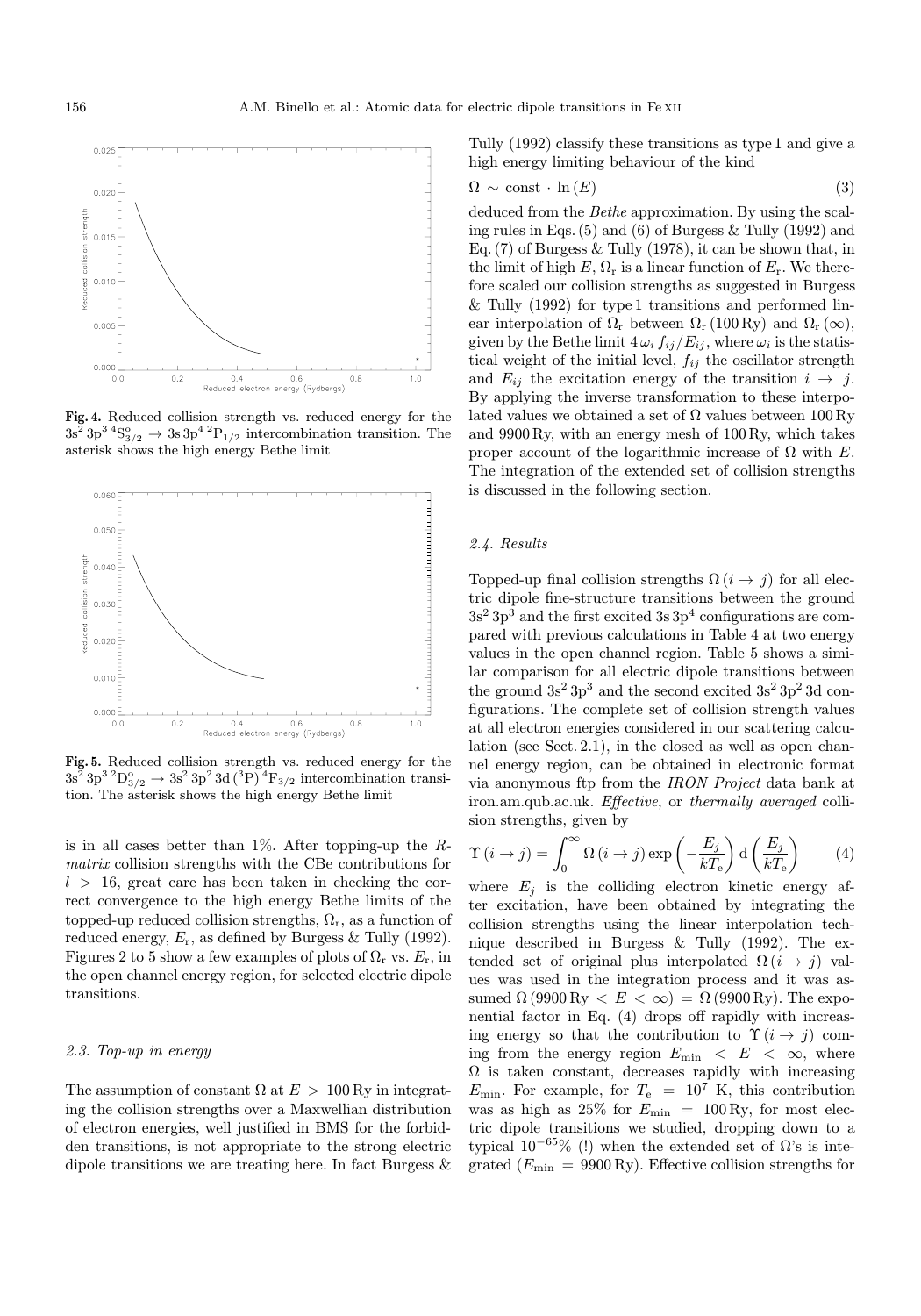**Fig. 4.** Reduced collision strength vs. reduced energy for the $3s^2\,3p^3\,{}^4S^o_{3/2} \rightarrow 3s\,3p^4\,{}^2P_{1/2}$ intercombination transition. The asterisk shows the high energy Bethe limit

**Fig. 5.** Reduced collision strength vs. reduced energy for the $3s^2\,3p^3\,{}^2D^o_{3/2} \rightarrow 3s^2\,3p^2\,3d\,({}^3P)\,{}^4F_{3/2}$ intercombination transition. The asterisk shows the high energy Bethe limit

is in all cases better than 1%. After topping-up the *R-matrix* collision strengths with the CBe contributions for $l > 16$, great care has been taken in checking the correct convergence to the high energy Bethe limits of the topped-up reduced collision strengths, $\Omega_r$, as a function of reduced energy, $E_r$, as defined by Burgess & Tully (1992). Figures 2 to 5 show a few examples of plots of $\Omega_r$ vs. $E_r$, in the open channel energy region, for selected electric dipole transitions.

### 2.3. Top-up in energy

The assumption of constant $\Omega$ at $E > 100$ Ry in integrating the collision strengths over a Maxwellian distribution of electron energies, well justified in BMS for the forbidden transitions, is not appropriate to the strong electric dipole transitions we are treating here. In fact Burgess & Tully (1992) classify these transitions as type 1 and give a high energy limiting behaviour of the kind

$$\Omega \sim \text{const} \cdot \ln(E) \tag{3}$$

deduced from the *Bethe* approximation. By using the scaling rules in Eqs. (5) and (6) of Burgess & Tully (1992) and Eq. (7) of Burgess & Tully (1978), it can be shown that, in the limit of high $E$, $\Omega_r$ is a linear function of $E_r$. We therefore scaled our collision strengths as suggested in Burgess & Tully (1992) for type 1 transitions and performed linear interpolation of $\Omega_r$ between $\Omega_r$ (100 Ry) and $\Omega_r(\infty)$, given by the Bethe limit $4\,\omega_i\,f_{ij}/E_{ij}$, where $\omega_i$ is the statistical weight of the initial level, $f_{ij}$ the oscillator strength and $E_{ij}$ the excitation energy of the transition $i \rightarrow j$. By applying the inverse transformation to these interpolated values we obtained a set of $\Omega$ values between 100 Ry and 9900 Ry, with an energy mesh of 100 Ry, which takes proper account of the logarithmic increase of $\Omega$ with $E$. The integration of the extended set of collision strengths is discussed in the following section.

### 2.4. Results

Topped-up final collision strengths $\Omega(i \rightarrow j)$ for all electric dipole fine-structure transitions between the ground $3s^2\,3p^3$ and the first excited $3s\,3p^4$ configurations are compared with previous calculations in Table 4 at two energy values in the open channel region. Table 5 shows a similar comparison for all electric dipole transitions between the ground $3s^2\,3p^3$ and the second excited $3s^2\,3p^2\,3d$ configurations. The complete set of collision strength values at all electron energies considered in our scattering calculation (see Sect. 2.1), in the closed as well as open channel energy region, can be obtained in electronic format via anonymous ftp from the *IRON Project* data bank at iron.am.qub.ac.uk. *Effective*, or *thermally averaged* collision strengths, given by

$$\Upsilon(i \rightarrow j) = \int_0^\infty \Omega(i \rightarrow j) \exp\left(-\frac{E_j}{kT_e}\right) \mathrm{d}\left(\frac{E_j}{kT_e}\right) \tag{4}$$

where $E_j$ is the colliding electron kinetic energy after excitation, have been obtained by integrating the collision strengths using the linear interpolation technique described in Burgess & Tully (1992). The extended set of original plus interpolated $\Omega(i \rightarrow j)$ values was used in the integration process and it was assumed $\Omega(9900\,\text{Ry} < E < \infty) = \Omega(9900\,\text{Ry})$. The exponential factor in Eq. (4) drops off rapidly with increasing energy so that the contribution to $\Upsilon(i \rightarrow j)$ coming from the energy region $E_{\min} < E < \infty$, where $\Omega$ is taken constant, decreases rapidly with increasing $E_{\min}$. For example, for $T_e = 10^7$ K, this contribution was as high as 25% for $E_{\min} = 100$ Ry, for most electric dipole transitions we studied, dropping down to a typical $10^{-65}$% (!) when the extended set of $\Omega$'s is integrated ($E_{\min} = 9900$ Ry). Effective collision strengths for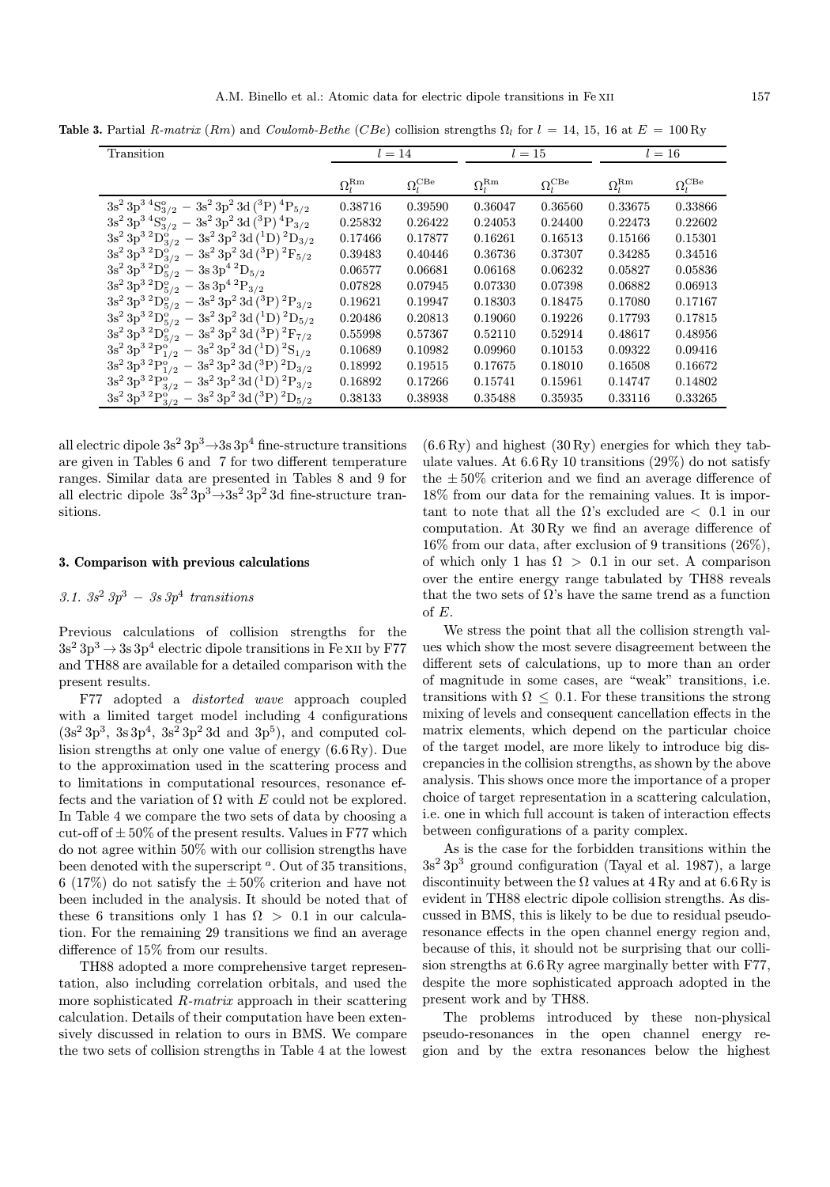**Table 3.** Partial *R-matrix* (*Rm*) and *Coulomb-Bethe* (*CBe*) collision strengths $\Omega_l$ for $l$ = 14, 15, 16 at $E$ = 100 Ry

| Transition | $l = 14$ | | $l = 15$ | | $l = 16$ | |
|---|---|---|---|---|---|---|
| | $\Omega_l^{\rm Rm}$ | $\Omega_l^{\rm CBe}$ | $\Omega_l^{\rm Rm}$ | $\Omega_l^{\rm CBe}$ | $\Omega_l^{\rm Rm}$ | $\Omega_l^{\rm CBe}$ |
| $3s^2\,3p^3\,{}^4S^o_{3/2} - 3s^2\,3p^2\,3d\,({}^3P)\,{}^4P_{5/2}$ | 0.38716 | 0.39590 | 0.36047 | 0.36560 | 0.33675 | 0.33866 |
| $3s^2\,3p^3\,{}^4S^o_{3/2} - 3s^2\,3p^2\,3d\,({}^3P)\,{}^4P_{3/2}$ | 0.25832 | 0.26422 | 0.24053 | 0.24400 | 0.22473 | 0.22602 |
| $3s^2\,3p^3\,{}^2D^o_{3/2} - 3s^2\,3p^2\,3d\,({}^1D)\,{}^2D_{3/2}$ | 0.17466 | 0.17877 | 0.16261 | 0.16513 | 0.15166 | 0.15301 |
| $3s^2\,3p^3\,{}^2D^o_{3/2} - 3s^2\,3p^2\,3d\,({}^3P)\,{}^2F_{5/2}$ | 0.39483 | 0.40446 | 0.36736 | 0.37307 | 0.34285 | 0.34516 |
| $3s^2\,3p^3\,{}^2D^o_{5/2} - 3s\,3p^4\,{}^2D_{5/2}$ | 0.06577 | 0.06681 | 0.06168 | 0.06232 | 0.05827 | 0.05836 |
| $3s^2\,3p^3\,{}^2D^o_{5/2} - 3s\,3p^4\,{}^2P_{3/2}$ | 0.07828 | 0.07945 | 0.07330 | 0.07398 | 0.06882 | 0.06913 |
| $3s^2\,3p^3\,{}^2D^o_{5/2} - 3s^2\,3p^2\,3d\,({}^3P)\,{}^2P_{3/2}$ | 0.19621 | 0.19947 | 0.18303 | 0.18475 | 0.17080 | 0.17167 |
| $3s^2\,3p^3\,{}^2D^o_{5/2} - 3s^2\,3p^2\,3d\,({}^1D)\,{}^2D_{5/2}$ | 0.20486 | 0.20813 | 0.19060 | 0.19226 | 0.17793 | 0.17815 |
| $3s^2\,3p^3\,{}^2D^o_{5/2} - 3s^2\,3p^2\,3d\,({}^3P)\,{}^2F_{7/2}$ | 0.55998 | 0.57367 | 0.52110 | 0.52914 | 0.48617 | 0.48956 |
| $3s^2\,3p^3\,{}^2P^o_{1/2} - 3s^2\,3p^2\,3d\,({}^1D)\,{}^2S_{1/2}$ | 0.10689 | 0.10982 | 0.09960 | 0.10153 | 0.09322 | 0.09416 |
| $3s^2\,3p^3\,{}^2P^o_{1/2} - 3s^2\,3p^2\,3d\,({}^3P)\,{}^2D_{3/2}$ | 0.18992 | 0.19515 | 0.17675 | 0.18010 | 0.16508 | 0.16672 |
| $3s^2\,3p^3\,{}^2P^o_{3/2} - 3s^2\,3p^2\,3d\,({}^1D)\,{}^2P_{3/2}$ | 0.16892 | 0.17266 | 0.15741 | 0.15961 | 0.14747 | 0.14802 |
| $3s^2\,3p^3\,{}^2P^o_{3/2} - 3s^2\,3p^2\,3d\,({}^3P)\,{}^2D_{5/2}$ | 0.38133 | 0.38938 | 0.35488 | 0.35935 | 0.33116 | 0.33265 |

all electric dipole $3s^2\,3p^3 \to 3s\,3p^4$ fine-structure transitions are given in Tables 6 and 7 for two different temperature ranges. Similar data are presented in Tables 8 and 9 for all electric dipole $3s^2\,3p^3 \to 3s^2\,3p^2\,3d$ fine-structure transitions.

## 3. Comparison with previous calculations

### 3.1. $3s^2\,3p^3 - 3s\,3p^4$ transitions

Previous calculations of collision strengths for the $3s^2\,3p^3 \to 3s\,3p^4$ electric dipole transitions in Fe XII by F77 and TH88 are available for a detailed comparison with the present results.

F77 adopted a *distorted wave* approach coupled with a limited target model including 4 configurations ($3s^2\,3p^3$, $3s\,3p^4$, $3s^2\,3p^2\,3d$ and $3p^5$), and computed collision strengths at only one value of energy (6.6 Ry). Due to the approximation used in the scattering process and to limitations in computational resources, resonance effects and the variation of $\Omega$ with $E$ could not be explored. In Table 4 we compare the two sets of data by choosing a cut-off of $\pm$ 50% of the present results. Values in F77 which do not agree within 50% with our collision strengths have been denoted with the superscript [a]. Out of 35 transitions, 6 (17%) do not satisfy the $\pm$ 50% criterion and have not been included in the analysis. It should be noted that of these 6 transitions only 1 has $\Omega > 0.1$ in our calculation. For the remaining 29 transitions we find an average difference of 15% from our results.

TH88 adopted a more comprehensive target representation, also including correlation orbitals, and used the more sophisticated *R-matrix* approach in their scattering calculation. Details of their computation have been extensively discussed in relation to ours in BMS. We compare the two sets of collision strengths in Table 4 at the lowest (6.6 Ry) and highest (30 Ry) energies for which they tabulate values. At 6.6 Ry 10 transitions (29%) do not satisfy the $\pm$ 50% criterion and we find an average difference of 18% from our data for the remaining values. It is important to note that all the $\Omega$'s excluded are $< 0.1$ in our computation. At 30 Ry we find an average difference of 16% from our data, after exclusion of 9 transitions (26%), of which only 1 has $\Omega > 0.1$ in our set. A comparison over the entire energy range tabulated by TH88 reveals that the two sets of $\Omega$'s have the same trend as a function of $E$.

We stress the point that all the collision strength values which show the most severe disagreement between the different sets of calculations, up to more than an order of magnitude in some cases, are "weak" transitions, i.e. transitions with $\Omega \leq 0.1$. For these transitions the strong mixing of levels and consequent cancellation effects in the matrix elements, which depend on the particular choice of the target model, are more likely to introduce big discrepancies in the collision strengths, as shown by the above analysis. This shows once more the importance of a proper choice of target representation in a scattering calculation, i.e. one in which full account is taken of interaction effects between configurations of a parity complex.

As is the case for the forbidden transitions within the $3s^2\,3p^3$ ground configuration (Tayal et al. 1987), a large discontinuity between the $\Omega$ values at 4 Ry and at 6.6 Ry is evident in TH88 electric dipole collision strengths. As discussed in BMS, this is likely to be due to residual pseudo-resonance effects in the open channel energy region and, because of this, it should not be surprising that our collision strengths at 6.6 Ry agree marginally better with F77, despite the more sophisticated approach adopted in the present work and by TH88.

The problems introduced by these non-physical pseudo-resonances in the open channel energy region and by the extra resonances below the highest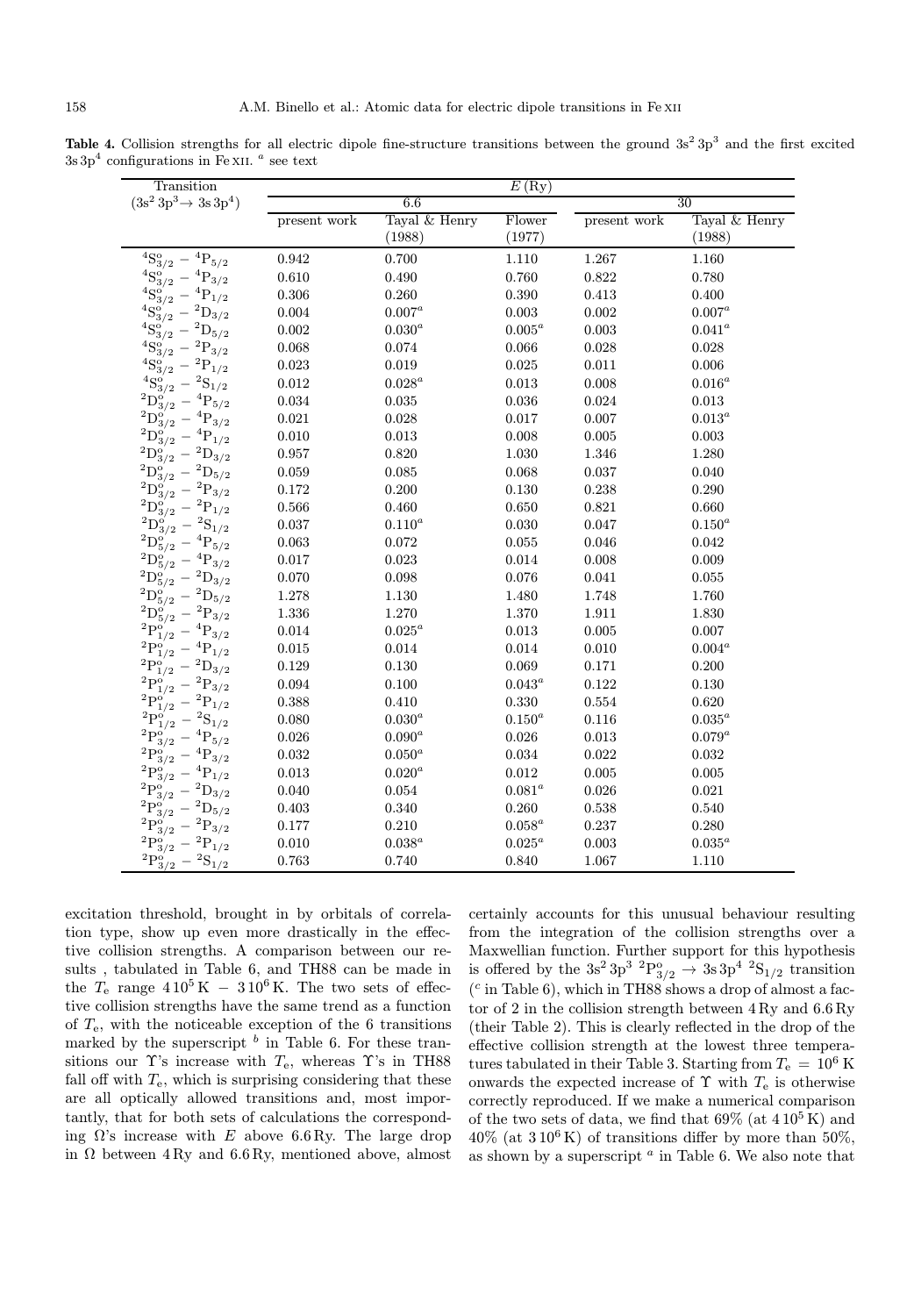**Table 4.** Collision strengths for all electric dipole fine-structure transitions between the ground $3s^2\,3p^3$ and the first excited $3s\,3p^4$ configurations in Fe XII. [a] see text

| Transition | $E$ (Ry) | | | | |
|---|---|---|---|---|---|
| $(3s^2\,3p^3 \rightarrow 3s\,3p^4)$ | 6.6 | | | 30 | |
| | present work | Tayal & Henry (1988) | Flower (1977) | present work | Tayal & Henry (1988) |
| $^4S^o_{3/2} - {}^4P_{5/2}$ | 0.942 | 0.700 | 1.110 | 1.267 | 1.160 |
| $^4S^o_{3/2} - {}^4P_{3/2}$ | 0.610 | 0.490 | 0.760 | 0.822 | 0.780 |
| $^4S^o_{3/2} - {}^4P_{1/2}$ | 0.306 | 0.260 | 0.390 | 0.413 | 0.400 |
| $^4S^o_{3/2} - {}^2D_{3/2}$ | 0.004 | 0.007[a] | 0.003 | 0.002 | 0.007[a] |
| $^4S^o_{3/2} - {}^2D_{5/2}$ | 0.002 | 0.030[a] | 0.005[a] | 0.003 | 0.041[a] |
| $^4S^o_{3/2} - {}^2P_{3/2}$ | 0.068 | 0.074 | 0.066 | 0.028 | 0.028 |
| $^4S^o_{3/2} - {}^2P_{1/2}$ | 0.023 | 0.019 | 0.025 | 0.011 | 0.006 |
| $^4S^o_{3/2} - {}^2S_{1/2}$ | 0.012 | 0.028[a] | 0.013 | 0.008 | 0.016[a] |
| $^2D^o_{3/2} - {}^4P_{5/2}$ | 0.034 | 0.035 | 0.036 | 0.024 | 0.013 |
| $^2D^o_{3/2} - {}^4P_{3/2}$ | 0.021 | 0.028 | 0.017 | 0.007 | 0.013[a] |
| $^2D^o_{3/2} - {}^4P_{1/2}$ | 0.010 | 0.013 | 0.008 | 0.005 | 0.003 |
| $^2D^o_{3/2} - {}^2D_{3/2}$ | 0.957 | 0.820 | 1.030 | 1.346 | 1.280 |
| $^2D^o_{3/2} - {}^2D_{5/2}$ | 0.059 | 0.085 | 0.068 | 0.037 | 0.040 |
| $^2D^o_{3/2} - {}^2P_{3/2}$ | 0.172 | 0.200 | 0.130 | 0.238 | 0.290 |
| $^2D^o_{3/2} - {}^2P_{1/2}$ | 0.566 | 0.460 | 0.650 | 0.821 | 0.660 |
| $^2D^o_{3/2} - {}^2S_{1/2}$ | 0.037 | 0.110[a] | 0.030 | 0.047 | 0.150[a] |
| $^2D^o_{5/2} - {}^4P_{5/2}$ | 0.063 | 0.072 | 0.055 | 0.046 | 0.042 |
| $^2D^o_{5/2} - {}^4P_{3/2}$ | 0.017 | 0.023 | 0.014 | 0.008 | 0.009 |
| $^2D^o_{5/2} - {}^2D_{3/2}$ | 0.070 | 0.098 | 0.076 | 0.041 | 0.055 |
| $^2D^o_{5/2} - {}^2D_{5/2}$ | 1.278 | 1.130 | 1.480 | 1.748 | 1.760 |
| $^2D^o_{5/2} - {}^2P_{3/2}$ | 1.336 | 1.270 | 1.370 | 1.911 | 1.830 |
| $^2P^o_{1/2} - {}^4P_{3/2}$ | 0.014 | 0.025[a] | 0.013 | 0.005 | 0.007 |
| $^2P^o_{1/2} - {}^4P_{1/2}$ | 0.015 | 0.014 | 0.014 | 0.010 | 0.004[a] |
| $^2P^o_{1/2} - {}^2D_{3/2}$ | 0.129 | 0.130 | 0.069 | 0.171 | 0.200 |
| $^2P^o_{1/2} - {}^2P_{3/2}$ | 0.094 | 0.100 | 0.043[a] | 0.122 | 0.130 |
| $^2P^o_{1/2} - {}^2P_{1/2}$ | 0.388 | 0.410 | 0.330 | 0.554 | 0.620 |
| $^2P^o_{1/2} - {}^2S_{1/2}$ | 0.080 | 0.030[a] | 0.150[a] | 0.116 | 0.035[a] |
| $^2P^o_{3/2} - {}^4P_{5/2}$ | 0.026 | 0.090[a] | 0.026 | 0.013 | 0.079[a] |
| $^2P^o_{3/2} - {}^4P_{3/2}$ | 0.032 | 0.050[a] | 0.034 | 0.022 | 0.032 |
| $^2P^o_{3/2} - {}^4P_{1/2}$ | 0.013 | 0.020[a] | 0.012 | 0.005 | 0.005 |
| $^2P^o_{3/2} - {}^2D_{3/2}$ | 0.040 | 0.054 | 0.081[a] | 0.026 | 0.021 |
| $^2P^o_{3/2} - {}^2D_{5/2}$ | 0.403 | 0.340 | 0.260 | 0.538 | 0.540 |
| $^2P^o_{3/2} - {}^2P_{3/2}$ | 0.177 | 0.210 | 0.058[a] | 0.237 | 0.280 |
| $^2P^o_{3/2} - {}^2P_{1/2}$ | 0.010 | 0.038[a] | 0.025[a] | 0.003 | 0.035[a] |
| $^2P^o_{3/2} - {}^2S_{1/2}$ | 0.763 | 0.740 | 0.840 | 1.067 | 1.110 |

excitation threshold, brought in by orbitals of correlation type, show up even more drastically in the effective collision strengths. A comparison between our results , tabulated in Table 6, and TH88 can be made in the $T_e$ range $4\,10^5$ K $-$ $3\,10^6$ K. The two sets of effective collision strengths have the same trend as a function of $T_e$, with the noticeable exception of the 6 transitions marked by the superscript [b] in Table 6. For these transitions our $\Upsilon$'s increase with $T_e$, whereas $\Upsilon$'s in TH88 fall off with $T_e$, which is surprising considering that these are all optically allowed transitions and, most importantly, that for both sets of calculations the corresponding $\Omega$'s increase with $E$ above 6.6 Ry. The large drop in $\Omega$ between 4 Ry and 6.6 Ry, mentioned above, almost certainly accounts for this unusual behaviour resulting from the integration of the collision strengths over a Maxwellian function. Further support for this hypothesis is offered by the $3s^2\,3p^3\ {}^2P^o_{3/2} \rightarrow 3s\,3p^4\ {}^2S_{1/2}$ transition ([c] in Table 6), which in TH88 shows a drop of almost a factor of 2 in the collision strength between 4 Ry and 6.6 Ry (their Table 2). This is clearly reflected in the drop of the effective collision strength at the lowest three temperatures tabulated in their Table 3. Starting from $T_e = 10^6$ K onwards the expected increase of $\Upsilon$ with $T_e$ is otherwise correctly reproduced. If we make a numerical comparison of the two sets of data, we find that 69% (at $4\,10^5$ K) and 40% (at $3\,10^6$ K) of transitions differ by more than 50%, as shown by a superscript [a] in Table 6. We also note that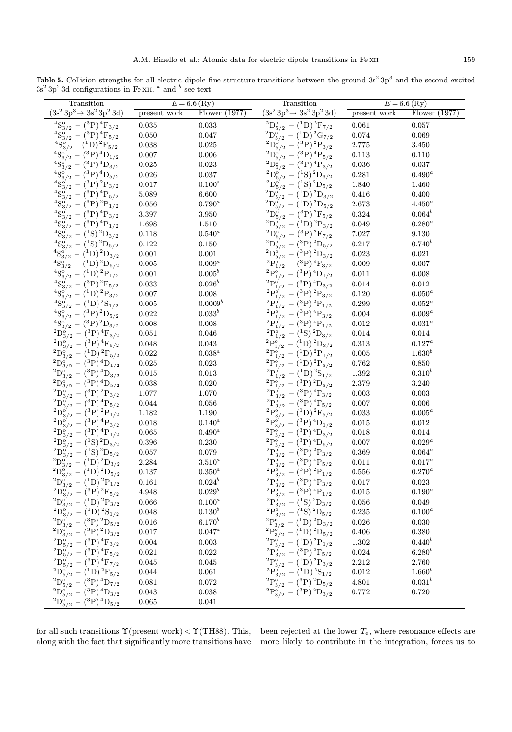**Table 5.** Collision strengths for all electric dipole fine-structure transitions between the ground $3s^2\,3p^3$ and the second excited $3s^2\,3p^2\,3d$ configurations in Fe XII. [a] and [b] see text

| Transition | $E = 6.6$ (Ry) | | Transition | $E = 6.6$ (Ry) | |
|---|---|---|---|---|---|
| $(3s^2\,3p^3 \rightarrow 3s^2\,3p^2\,3d)$ | present work | Flower (1977) | $(3s^2\,3p^3 \rightarrow 3s^2\,3p^2\,3d)$ | present work | Flower (1977) |
| $^4S^o_{3/2} - (^3P)\,^4F_{3/2}$ | 0.035 | 0.033 | $^2D^o_{5/2} - (^1D)\,^2F_{7/2}$ | 0.061 | 0.057 |
| $^4S^o_{3/2} - (^3P)\,^4F_{5/2}$ | 0.050 | 0.047 | $^2D^o_{5/2} - (^1D)\,^2G_{7/2}$ | 0.074 | 0.069 |
| $^4S^o_{3/2} - (^1D)\,^2F_{5/2}$ | 0.038 | 0.025 | $^2D^o_{5/2} - (^3P)\,^2P_{3/2}$ | 2.775 | 3.450 |
| $^4S^o_{3/2} - (^3P)\,^4D_{1/2}$ | 0.007 | 0.006 | $^2D^o_{5/2} - (^3P)\,^4P_{5/2}$ | 0.113 | 0.110 |
| $^4S^o_{3/2} - (^3P)\,^4D_{3/2}$ | 0.025 | 0.023 | $^2D^o_{5/2} - (^3P)\,^4P_{3/2}$ | 0.036 | 0.037 |
| $^4S^o_{3/2} - (^3P)\,^4D_{5/2}$ | 0.026 | 0.037 | $^2D^o_{5/2} - (^1S)\,^2D_{3/2}$ | 0.281 | 0.490[a] |
| $^4S^o_{3/2} - (^3P)\,^2P_{3/2}$ | 0.017 | 0.100[a] | $^2D^o_{5/2} - (^1S)\,^2D_{5/2}$ | 1.840 | 1.460 |
| $^4S^o_{3/2} - (^3P)\,^4P_{5/2}$ | 5.089 | 6.600 | $^2D^o_{5/2} - (^1D)\,^2D_{3/2}$ | 0.416 | 0.400 |
| $^4S^o_{3/2} - (^3P)\,^2P_{1/2}$ | 0.056 | 0.790[a] | $^2D^o_{5/2} - (^1D)\,^2D_{5/2}$ | 2.673 | 4.450[a] |
| $^4S^o_{3/2} - (^3P)\,^4P_{3/2}$ | 3.397 | 3.950 | $^2D^o_{5/2} - (^3P)\,^2F_{5/2}$ | 0.324 | 0.064[b] |
| $^4S^o_{3/2} - (^3P)\,^4P_{1/2}$ | 1.698 | 1.510 | $^2D^o_{5/2} - (^1D)\,^2P_{3/2}$ | 0.049 | 0.280[a] |
| $^4S^o_{3/2} - (^1S)\,^2D_{3/2}$ | 0.118 | 0.540[a] | $^2D^o_{5/2} - (^3P)\,^2F_{7/2}$ | 7.027 | 9.130 |
| $^4S^o_{3/2} - (^1S)\,^2D_{5/2}$ | 0.122 | 0.150 | $^2D^o_{5/2} - (^3P)\,^2D_{5/2}$ | 0.217 | 0.740[b] |
| $^4S^o_{3/2} - (^1D)\,^2D_{3/2}$ | 0.001 | 0.001 | $^2D^o_{5/2} - (^3P)\,^2D_{3/2}$ | 0.023 | 0.021 |
| $^4S^o_{3/2} - (^1D)\,^2D_{5/2}$ | 0.005 | 0.009[a] | $^2P^o_{1/2} - (^3P)\,^4F_{3/2}$ | 0.009 | 0.007 |
| $^4S^o_{3/2} - (^1D)\,^2P_{1/2}$ | 0.001 | 0.005[b] | $^2P^o_{1/2} - (^3P)\,^4D_{1/2}$ | 0.011 | 0.008 |
| $^4S^o_{3/2} - (^3P)\,^2F_{5/2}$ | 0.033 | 0.026[b] | $^2P^o_{1/2} - (^3P)\,^4D_{3/2}$ | 0.014 | 0.012 |
| $^4S^o_{3/2} - (^1D)\,^2P_{3/2}$ | 0.007 | 0.008 | $^2P^o_{1/2} - (^3P)\,^2P_{3/2}$ | 0.120 | 0.050[a] |
| $^4S^o_{3/2} - (^1D)\,^2S_{1/2}$ | 0.005 | 0.0009[b] | $^2P^o_{1/2} - (^3P)\,^2P_{1/2}$ | 0.299 | 0.052[a] |
| $^4S^o_{3/2} - (^3P)\,^2D_{5/2}$ | 0.022 | 0.033[b] | $^2P^o_{1/2} - (^3P)\,^4P_{3/2}$ | 0.004 | 0.009[a] |
| $^4S^o_{3/2} - (^3P)\,^2D_{3/2}$ | 0.008 | 0.008 | $^2P^o_{1/2} - (^3P)\,^4P_{1/2}$ | 0.012 | 0.031[a] |
| $^2D^o_{3/2} - (^3P)\,^4F_{3/2}$ | 0.051 | 0.046 | $^2P^o_{1/2} - (^1S)\,^2D_{3/2}$ | 0.014 | 0.014 |
| $^2D^o_{3/2} - (^3P)\,^4F_{5/2}$ | 0.048 | 0.043 | $^2P^o_{1/2} - (^1D)\,^2D_{3/2}$ | 0.313 | 0.127[a] |
| $^2D^o_{3/2} - (^1D)\,^2F_{5/2}$ | 0.022 | 0.038[a] | $^2P^o_{1/2} - (^1D)\,^2P_{1/2}$ | 0.005 | 1.630[b] |
| $^2D^o_{3/2} - (^3P)\,^4D_{1/2}$ | 0.025 | 0.023 | $^2P^o_{1/2} - (^1D)\,^2P_{3/2}$ | 0.762 | 0.850 |
| $^2D^o_{3/2} - (^3P)\,^4D_{3/2}$ | 0.015 | 0.013 | $^2P^o_{1/2} - (^1D)\,^2S_{1/2}$ | 1.392 | 0.310[b] |
| $^2D^o_{3/2} - (^3P)\,^4D_{5/2}$ | 0.038 | 0.020 | $^2P^o_{1/2} - (^3P)\,^2D_{3/2}$ | 2.379 | 3.240 |
| $^2D^o_{3/2} - (^3P)\,^2P_{3/2}$ | 1.077 | 1.070 | $^2P^o_{3/2} - (^3P)\,^4F_{3/2}$ | 0.003 | 0.003 |
| $^2D^o_{3/2} - (^3P)\,^4P_{5/2}$ | 0.044 | 0.056 | $^2P^o_{3/2} - (^3P)\,^4F_{5/2}$ | 0.007 | 0.006 |
| $^2D^o_{3/2} - (^3P)\,^2P_{1/2}$ | 1.182 | 1.190 | $^2P^o_{3/2} - (^1D)\,^2F_{5/2}$ | 0.033 | 0.005[a] |
| $^2D^o_{3/2} - (^3P)\,^4P_{3/2}$ | 0.018 | 0.140[a] | $^2P^o_{3/2} - (^3P)\,^4D_{1/2}$ | 0.015 | 0.012 |
| $^2D^o_{3/2} - (^3P)\,^4P_{1/2}$ | 0.065 | 0.490[a] | $^2P^o_{3/2} - (^3P)\,^4D_{3/2}$ | 0.018 | 0.014 |
| $^2D^o_{3/2} - (^1S)\,^2D_{3/2}$ | 0.396 | 0.230 | $^2P^o_{3/2} - (^3P)\,^4D_{5/2}$ | 0.007 | 0.029[a] |
| $^2D^o_{3/2} - (^1S)\,^2D_{5/2}$ | 0.057 | 0.079 | $^2P^o_{3/2} - (^3P)\,^2P_{3/2}$ | 0.369 | 0.064[a] |
| $^2D^o_{3/2} - (^1D)\,^2D_{3/2}$ | 2.284 | 3.510[a] | $^2P^o_{3/2} - (^3P)\,^4P_{5/2}$ | 0.011 | 0.017[a] |
| $^2D^o_{3/2} - (^1D)\,^2D_{5/2}$ | 0.137 | 0.350[a] | $^2P^o_{3/2} - (^3P)\,^2P_{1/2}$ | 0.556 | 0.270[a] |
| $^2D^o_{3/2} - (^1D)\,^2P_{1/2}$ | 0.161 | 0.024[b] | $^2P^o_{3/2} - (^3P)\,^4P_{3/2}$ | 0.017 | 0.023 |
| $^2D^o_{3/2} - (^3P)\,^2F_{5/2}$ | 4.948 | 0.029[b] | $^2P^o_{3/2} - (^3P)\,^4P_{1/2}$ | 0.015 | 0.190[a] |
| $^2D^o_{3/2} - (^1D)\,^2P_{3/2}$ | 0.066 | 0.100[a] | $^2P^o_{3/2} - (^1S)\,^2D_{3/2}$ | 0.056 | 0.049 |
| $^2D^o_{3/2} - (^1D)\,^2S_{1/2}$ | 0.048 | 0.130[b] | $^2P^o_{3/2} - (^1S)\,^2D_{5/2}$ | 0.235 | 0.100[a] |
| $^2D^o_{3/2} - (^3P)\,^2D_{5/2}$ | 0.016 | 6.170[b] | $^2P^o_{3/2} - (^1D)\,^2D_{3/2}$ | 0.026 | 0.030 |
| $^2D^o_{3/2} - (^3P)\,^2D_{3/2}$ | 0.017 | 0.047[a] | $^2P^o_{3/2} - (^1D)\,^2D_{5/2}$ | 0.406 | 0.380 |
| $^2D^o_{5/2} - (^3P)\,^4F_{3/2}$ | 0.004 | 0.003 | $^2P^o_{3/2} - (^1D)\,^2P_{1/2}$ | 1.302 | 0.440[b] |
| $^2D^o_{5/2} - (^3P)\,^4F_{5/2}$ | 0.021 | 0.022 | $^2P^o_{3/2} - (^3P)\,^2F_{5/2}$ | 0.024 | 6.280[b] |
| $^2D^o_{5/2} - (^3P)\,^4F_{7/2}$ | 0.045 | 0.045 | $^2P^o_{3/2} - (^1D)\,^2P_{3/2}$ | 2.212 | 2.760 |
| $^2D^o_{5/2} - (^1D)\,^2F_{5/2}$ | 0.044 | 0.061 | $^2P^o_{3/2} - (^1D)\,^2S_{1/2}$ | 0.012 | 1.660[b] |
| $^2D^o_{5/2} - (^3P)\,^4D_{7/2}$ | 0.081 | 0.072 | $^2P^o_{3/2} - (^3P)\,^2D_{5/2}$ | 4.801 | 0.031[b] |
| $^2D^o_{5/2} - (^3P)\,^4D_{3/2}$ | 0.043 | 0.038 | $^2P^o_{3/2} - (^3P)\,^2D_{3/2}$ | 0.772 | 0.720 |
| $^2D^o_{5/2} - (^3P)\,^4D_{5/2}$ | 0.065 | 0.041 | | | |

for all such transitions $\Upsilon$(present work) $< \Upsilon$(TH88). This, along with the fact that significantly more transitions have been rejected at the lower $T_e$, where resonance effects are more likely to contribute in the integration, forces us to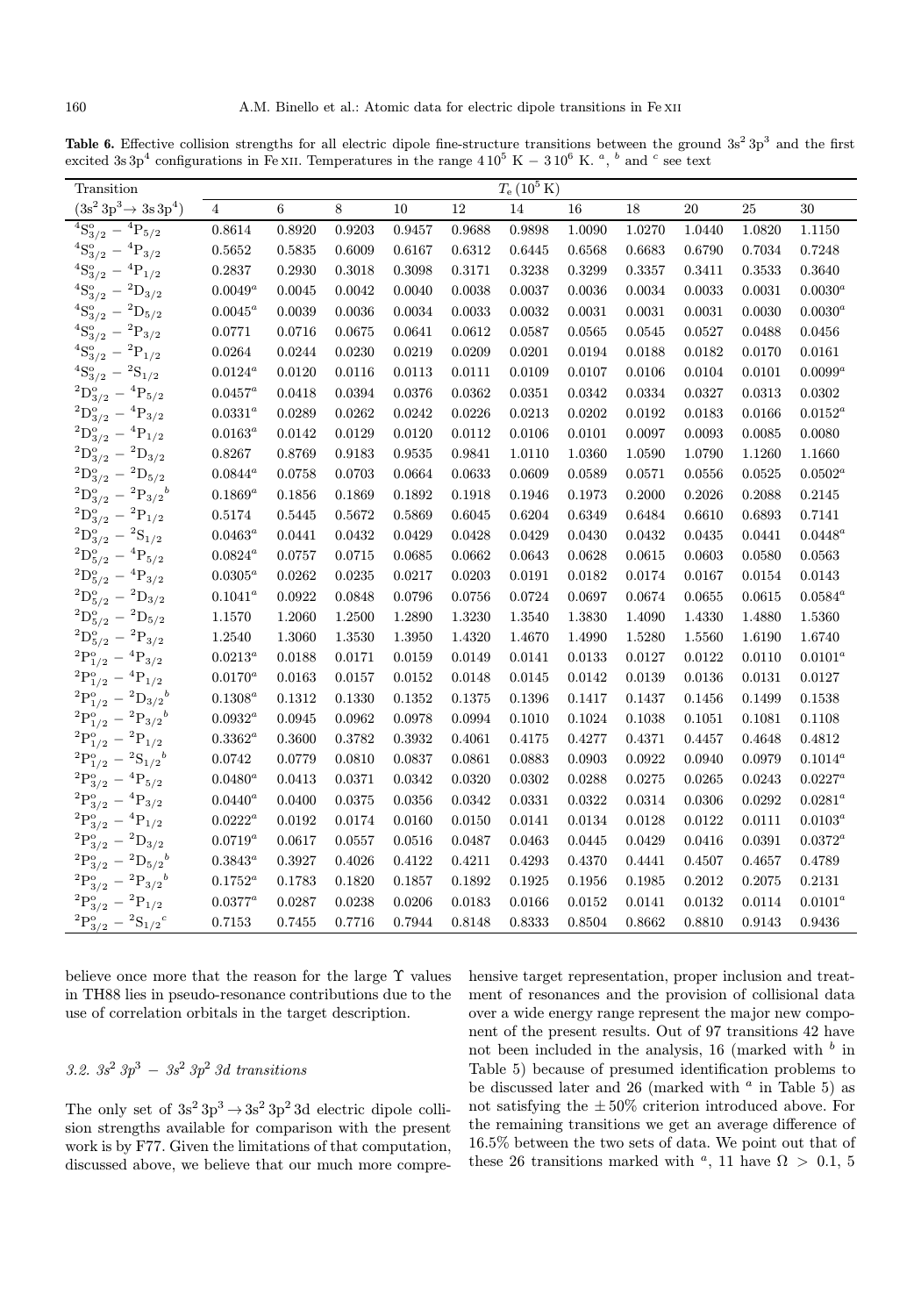**Table 6.** Effective collision strengths for all electric dipole fine-structure transitions between the ground $3s^2\,3p^3$ and the first excited $3s\,3p^4$ configurations in Fe XII. Temperatures in the range $4\,10^5$ K − $3\,10^6$ K. [a], [b] and [c] see text

| Transition | $T_e\,(10^5\,\mathrm{K})$ | | | | | | | | | | |
|---|---|---|---|---|---|---|---|---|---|---|---|
| $(3s^2\,3p^3 \rightarrow 3s\,3p^4)$ | 4 | 6 | 8 | 10 | 12 | 14 | 16 | 18 | 20 | 25 | 30 |
| ${}^4S^o_{3/2} - {}^4P_{5/2}$ | 0.8614 | 0.8920 | 0.9203 | 0.9457 | 0.9688 | 0.9898 | 1.0090 | 1.0270 | 1.0440 | 1.0820 | 1.1150 |
| ${}^4S^o_{3/2} - {}^4P_{3/2}$ | 0.5652 | 0.5835 | 0.6009 | 0.6167 | 0.6312 | 0.6445 | 0.6568 | 0.6683 | 0.6790 | 0.7034 | 0.7248 |
| ${}^4S^o_{3/2} - {}^4P_{1/2}$ | 0.2837 | 0.2930 | 0.3018 | 0.3098 | 0.3171 | 0.3238 | 0.3299 | 0.3357 | 0.3411 | 0.3533 | 0.3640 |
| ${}^4S^o_{3/2} - {}^2D_{3/2}$ | 0.0049[a] | 0.0045 | 0.0042 | 0.0040 | 0.0038 | 0.0037 | 0.0036 | 0.0034 | 0.0033 | 0.0031 | 0.0030[a] |
| ${}^4S^o_{3/2} - {}^2D_{5/2}$ | 0.0045[a] | 0.0039 | 0.0036 | 0.0034 | 0.0033 | 0.0032 | 0.0031 | 0.0031 | 0.0031 | 0.0030 | 0.0030[a] |
| ${}^4S^o_{3/2} - {}^2P_{3/2}$ | 0.0771 | 0.0716 | 0.0675 | 0.0641 | 0.0612 | 0.0587 | 0.0565 | 0.0545 | 0.0527 | 0.0488 | 0.0456 |
| ${}^4S^o_{3/2} - {}^2P_{1/2}$ | 0.0264 | 0.0244 | 0.0230 | 0.0219 | 0.0209 | 0.0201 | 0.0194 | 0.0188 | 0.0182 | 0.0170 | 0.0161 |
| ${}^4S^o_{3/2} - {}^2S_{1/2}$ | 0.0124[a] | 0.0120 | 0.0116 | 0.0113 | 0.0111 | 0.0109 | 0.0107 | 0.0106 | 0.0104 | 0.0101 | 0.0099[a] |
| ${}^2D^o_{3/2} - {}^4P_{5/2}$ | 0.0457[a] | 0.0418 | 0.0394 | 0.0376 | 0.0362 | 0.0351 | 0.0342 | 0.0334 | 0.0327 | 0.0313 | 0.0302 |
| ${}^2D^o_{3/2} - {}^4P_{3/2}$ | 0.0331[a] | 0.0289 | 0.0262 | 0.0242 | 0.0226 | 0.0213 | 0.0202 | 0.0192 | 0.0183 | 0.0166 | 0.0152[a] |
| ${}^2D^o_{3/2} - {}^4P_{1/2}$ | 0.0163[a] | 0.0142 | 0.0129 | 0.0120 | 0.0112 | 0.0106 | 0.0101 | 0.0097 | 0.0093 | 0.0085 | 0.0080 |
| ${}^2D^o_{3/2} - {}^2D_{3/2}$ | 0.8267 | 0.8769 | 0.9183 | 0.9535 | 0.9841 | 1.0110 | 1.0360 | 1.0590 | 1.0790 | 1.1260 | 1.1660 |
| ${}^2D^o_{3/2} - {}^2D_{5/2}$ | 0.0844[a] | 0.0758 | 0.0703 | 0.0664 | 0.0633 | 0.0609 | 0.0589 | 0.0571 | 0.0556 | 0.0525 | 0.0502[a] |
| ${}^2D^o_{3/2} - {}^2P_{3/2}$[b] | 0.1869[a] | 0.1856 | 0.1869 | 0.1892 | 0.1918 | 0.1946 | 0.1973 | 0.2000 | 0.2026 | 0.2088 | 0.2145 |
| ${}^2D^o_{3/2} - {}^2P_{1/2}$ | 0.5174 | 0.5445 | 0.5672 | 0.5869 | 0.6045 | 0.6204 | 0.6349 | 0.6484 | 0.6610 | 0.6893 | 0.7141 |
| ${}^2D^o_{3/2} - {}^2S_{1/2}$ | 0.0463[a] | 0.0441 | 0.0432 | 0.0429 | 0.0428 | 0.0429 | 0.0430 | 0.0432 | 0.0435 | 0.0441 | 0.0448[a] |
| ${}^2D^o_{5/2} - {}^4P_{5/2}$ | 0.0824[a] | 0.0757 | 0.0715 | 0.0685 | 0.0662 | 0.0643 | 0.0628 | 0.0615 | 0.0603 | 0.0580 | 0.0563 |
| ${}^2D^o_{5/2} - {}^4P_{3/2}$ | 0.0305[a] | 0.0262 | 0.0235 | 0.0217 | 0.0203 | 0.0191 | 0.0182 | 0.0174 | 0.0167 | 0.0154 | 0.0143 |
| ${}^2D^o_{5/2} - {}^2D_{3/2}$ | 0.1041[a] | 0.0922 | 0.0848 | 0.0796 | 0.0756 | 0.0724 | 0.0697 | 0.0674 | 0.0655 | 0.0615 | 0.0584[a] |
| ${}^2D^o_{5/2} - {}^2D_{5/2}$ | 1.1570 | 1.2060 | 1.2500 | 1.2890 | 1.3230 | 1.3540 | 1.3830 | 1.4090 | 1.4330 | 1.4880 | 1.5360 |
| ${}^2D^o_{5/2} - {}^2P_{3/2}$ | 1.2540 | 1.3060 | 1.3530 | 1.3950 | 1.4320 | 1.4670 | 1.4990 | 1.5280 | 1.5560 | 1.6190 | 1.6740 |
| ${}^2P^o_{1/2} - {}^4P_{3/2}$ | 0.0213[a] | 0.0188 | 0.0171 | 0.0159 | 0.0149 | 0.0141 | 0.0133 | 0.0127 | 0.0122 | 0.0110 | 0.0101[a] |
| ${}^2P^o_{1/2} - {}^4P_{1/2}$ | 0.0170[a] | 0.0163 | 0.0157 | 0.0152 | 0.0148 | 0.0145 | 0.0142 | 0.0139 | 0.0136 | 0.0131 | 0.0127 |
| ${}^2P^o_{1/2} - {}^2D_{3/2}$[b] | 0.1308[a] | 0.1312 | 0.1330 | 0.1352 | 0.1375 | 0.1396 | 0.1417 | 0.1437 | 0.1456 | 0.1499 | 0.1538 |
| ${}^2P^o_{1/2} - {}^2P_{3/2}$[b] | 0.0932[a] | 0.0945 | 0.0962 | 0.0978 | 0.0994 | 0.1010 | 0.1024 | 0.1038 | 0.1051 | 0.1081 | 0.1108 |
| ${}^2P^o_{1/2} - {}^2P_{1/2}$ | 0.3362[a] | 0.3600 | 0.3782 | 0.3932 | 0.4061 | 0.4175 | 0.4277 | 0.4371 | 0.4457 | 0.4648 | 0.4812 |
| ${}^2P^o_{1/2} - {}^2S_{1/2}$[b] | 0.0742 | 0.0779 | 0.0810 | 0.0837 | 0.0861 | 0.0883 | 0.0903 | 0.0922 | 0.0940 | 0.0979 | 0.1014[a] |
| ${}^2P^o_{3/2} - {}^4P_{5/2}$ | 0.0480[a] | 0.0413 | 0.0371 | 0.0342 | 0.0320 | 0.0302 | 0.0288 | 0.0275 | 0.0265 | 0.0243 | 0.0227[a] |
| ${}^2P^o_{3/2} - {}^4P_{3/2}$ | 0.0440[a] | 0.0400 | 0.0375 | 0.0356 | 0.0342 | 0.0331 | 0.0322 | 0.0314 | 0.0306 | 0.0292 | 0.0281[a] |
| ${}^2P^o_{3/2} - {}^4P_{1/2}$ | 0.0222[a] | 0.0192 | 0.0174 | 0.0160 | 0.0150 | 0.0141 | 0.0134 | 0.0128 | 0.0122 | 0.0111 | 0.0103[a] |
| ${}^2P^o_{3/2} - {}^2D_{3/2}$ | 0.0719[a] | 0.0617 | 0.0557 | 0.0516 | 0.0487 | 0.0463 | 0.0445 | 0.0429 | 0.0416 | 0.0391 | 0.0372[a] |
| ${}^2P^o_{3/2} - {}^2D_{5/2}$[b] | 0.3843[a] | 0.3927 | 0.4026 | 0.4122 | 0.4211 | 0.4293 | 0.4370 | 0.4441 | 0.4507 | 0.4657 | 0.4789 |
| ${}^2P^o_{3/2} - {}^2P_{3/2}$[b] | 0.1752[a] | 0.1783 | 0.1820 | 0.1857 | 0.1892 | 0.1925 | 0.1956 | 0.1985 | 0.2012 | 0.2075 | 0.2131 |
| ${}^2P^o_{3/2} - {}^2P_{1/2}$ | 0.0377[a] | 0.0287 | 0.0238 | 0.0206 | 0.0183 | 0.0166 | 0.0152 | 0.0141 | 0.0132 | 0.0114 | 0.0101[a] |
| ${}^2P^o_{3/2} - {}^2S_{1/2}$[c] | 0.7153 | 0.7455 | 0.7716 | 0.7944 | 0.8148 | 0.8333 | 0.8504 | 0.8662 | 0.8810 | 0.9143 | 0.9436 |

believe once more that the reason for the large $\Upsilon$ values in TH88 lies in pseudo-resonance contributions due to the use of correlation orbitals in the target description.

### 3.2. $3s^2\,3p^3$ − $3s^2\,3p^2\,3d$ transitions

The only set of $3s^2\,3p^3 \rightarrow 3s^2\,3p^2\,3d$ electric dipole collision strengths available for comparison with the present work is by F77. Given the limitations of that computation, discussed above, we believe that our much more comprehensive target representation, proper inclusion and treatment of resonances and the provision of collisional data over a wide energy range represent the major new component of the present results. Out of 97 transitions 42 have not been included in the analysis, 16 (marked with [b] in Table 5) because of presumed identification problems to be discussed later and 26 (marked with [a] in Table 5) as not satisfying the $\pm 50\%$ criterion introduced above. For the remaining transitions we get an average difference of 16.5% between the two sets of data. We point out that of these 26 transitions marked with [a], 11 have $\Omega > 0.1$, 5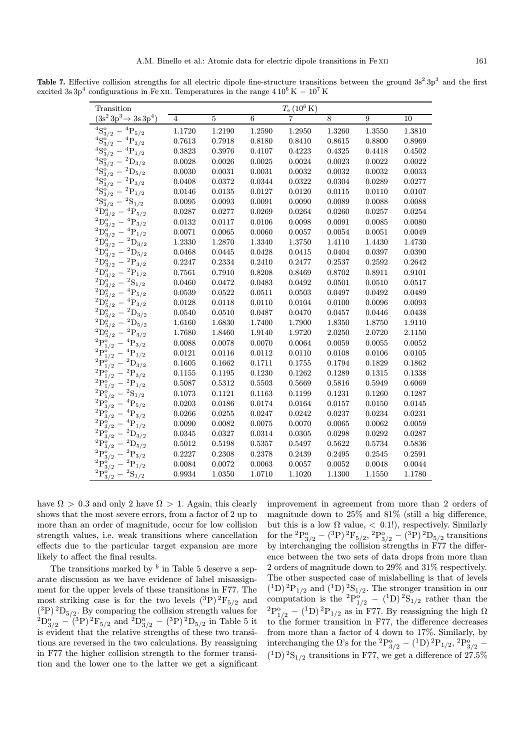**Table 7.** Effective collision strengths for all electric dipole fine-structure transitions between the ground $3s^2\,3p^3$ and the first excited $3s\,3p^4$ configurations in Fe XII. Temperatures in the range $4\,10^6$ K $-$ $10^7$ K

| Transition | $T_e\,(10^6\,\mathrm{K})$ | | | | | | |
|---|---|---|---|---|---|---|---|
| $(3s^2\,3p^3 \rightarrow 3s\,3p^4)$ | 4 | 5 | 6 | 7 | 8 | 9 | 10 |
| ${}^4S^o_{3/2} - {}^4P_{5/2}$ | 1.1720 | 1.2190 | 1.2590 | 1.2950 | 1.3260 | 1.3550 | 1.3810 |
| ${}^4S^o_{3/2} - {}^4P_{3/2}$ | 0.7613 | 0.7918 | 0.8180 | 0.8410 | 0.8615 | 0.8800 | 0.8969 |
| ${}^4S^o_{3/2} - {}^4P_{1/2}$ | 0.3823 | 0.3976 | 0.4107 | 0.4223 | 0.4325 | 0.4418 | 0.4502 |
| ${}^4S^o_{3/2} - {}^2D_{3/2}$ | 0.0028 | 0.0026 | 0.0025 | 0.0024 | 0.0023 | 0.0022 | 0.0022 |
| ${}^4S^o_{3/2} - {}^2D_{5/2}$ | 0.0030 | 0.0031 | 0.0031 | 0.0032 | 0.0032 | 0.0032 | 0.0033 |
| ${}^4S^o_{3/2} - {}^2P_{3/2}$ | 0.0408 | 0.0372 | 0.0344 | 0.0322 | 0.0304 | 0.0289 | 0.0277 |
| ${}^4S^o_{3/2} - {}^2P_{1/2}$ | 0.0146 | 0.0135 | 0.0127 | 0.0120 | 0.0115 | 0.0110 | 0.0107 |
| ${}^4S^o_{3/2} - {}^2S_{1/2}$ | 0.0095 | 0.0093 | 0.0091 | 0.0090 | 0.0089 | 0.0088 | 0.0088 |
| ${}^2D^o_{3/2} - {}^4P_{5/2}$ | 0.0287 | 0.0277 | 0.0269 | 0.0264 | 0.0260 | 0.0257 | 0.0254 |
| ${}^2D^o_{3/2} - {}^4P_{3/2}$ | 0.0132 | 0.0117 | 0.0106 | 0.0098 | 0.0091 | 0.0085 | 0.0080 |
| ${}^2D^o_{3/2} - {}^4P_{1/2}$ | 0.0071 | 0.0065 | 0.0060 | 0.0057 | 0.0054 | 0.0051 | 0.0049 |
| ${}^2D^o_{3/2} - {}^2D_{3/2}$ | 1.2330 | 1.2870 | 1.3340 | 1.3750 | 1.4110 | 1.4430 | 1.4730 |
| ${}^2D^o_{3/2} - {}^2D_{5/2}$ | 0.0468 | 0.0445 | 0.0428 | 0.0415 | 0.0404 | 0.0397 | 0.0390 |
| ${}^2D^o_{3/2} - {}^2P_{3/2}$ | 0.2247 | 0.2334 | 0.2410 | 0.2477 | 0.2537 | 0.2592 | 0.2642 |
| ${}^2D^o_{3/2} - {}^2P_{1/2}$ | 0.7561 | 0.7910 | 0.8208 | 0.8469 | 0.8702 | 0.8911 | 0.9101 |
| ${}^2D^o_{3/2} - {}^2S_{1/2}$ | 0.0460 | 0.0472 | 0.0483 | 0.0492 | 0.0501 | 0.0510 | 0.0517 |
| ${}^2D^o_{5/2} - {}^4P_{5/2}$ | 0.0539 | 0.0522 | 0.0511 | 0.0503 | 0.0497 | 0.0492 | 0.0489 |
| ${}^2D^o_{5/2} - {}^4P_{3/2}$ | 0.0128 | 0.0118 | 0.0110 | 0.0104 | 0.0100 | 0.0096 | 0.0093 |
| ${}^2D^o_{5/2} - {}^2D_{3/2}$ | 0.0540 | 0.0510 | 0.0487 | 0.0470 | 0.0457 | 0.0446 | 0.0438 |
| ${}^2D^o_{5/2} - {}^2D_{5/2}$ | 1.6160 | 1.6830 | 1.7400 | 1.7900 | 1.8350 | 1.8750 | 1.9110 |
| ${}^2D^o_{5/2} - {}^2P_{3/2}$ | 1.7680 | 1.8460 | 1.9140 | 1.9720 | 2.0250 | 2.0720 | 2.1150 |
| ${}^2P^o_{1/2} - {}^4P_{3/2}$ | 0.0088 | 0.0078 | 0.0070 | 0.0064 | 0.0059 | 0.0055 | 0.0052 |
| ${}^2P^o_{1/2} - {}^4P_{1/2}$ | 0.0121 | 0.0116 | 0.0112 | 0.0110 | 0.0108 | 0.0106 | 0.0105 |
| ${}^2P^o_{1/2} - {}^2D_{3/2}$ | 0.1605 | 0.1662 | 0.1711 | 0.1755 | 0.1794 | 0.1829 | 0.1862 |
| ${}^2P^o_{1/2} - {}^2P_{3/2}$ | 0.1155 | 0.1195 | 0.1230 | 0.1262 | 0.1289 | 0.1315 | 0.1338 |
| ${}^2P^o_{1/2} - {}^2P_{1/2}$ | 0.5087 | 0.5312 | 0.5503 | 0.5669 | 0.5816 | 0.5949 | 0.6069 |
| ${}^2P^o_{1/2} - {}^2S_{1/2}$ | 0.1073 | 0.1121 | 0.1163 | 0.1199 | 0.1231 | 0.1260 | 0.1287 |
| ${}^2P^o_{3/2} - {}^4P_{5/2}$ | 0.0203 | 0.0186 | 0.0174 | 0.0164 | 0.0157 | 0.0150 | 0.0145 |
| ${}^2P^o_{3/2} - {}^4P_{3/2}$ | 0.0266 | 0.0255 | 0.0247 | 0.0242 | 0.0237 | 0.0234 | 0.0231 |
| ${}^2P^o_{3/2} - {}^4P_{1/2}$ | 0.0090 | 0.0082 | 0.0075 | 0.0070 | 0.0065 | 0.0062 | 0.0059 |
| ${}^2P^o_{3/2} - {}^2D_{3/2}$ | 0.0345 | 0.0327 | 0.0314 | 0.0305 | 0.0298 | 0.0292 | 0.0287 |
| ${}^2P^o_{3/2} - {}^2D_{5/2}$ | 0.5012 | 0.5198 | 0.5357 | 0.5497 | 0.5622 | 0.5734 | 0.5836 |
| ${}^2P^o_{3/2} - {}^2P_{3/2}$ | 0.2227 | 0.2308 | 0.2378 | 0.2439 | 0.2495 | 0.2545 | 0.2591 |
| ${}^2P^o_{3/2} - {}^2P_{1/2}$ | 0.0084 | 0.0072 | 0.0063 | 0.0057 | 0.0052 | 0.0048 | 0.0044 |
| ${}^2P^o_{3/2} - {}^2S_{1/2}$ | 0.9934 | 1.0350 | 1.0710 | 1.1020 | 1.1300 | 1.1550 | 1.1780 |

have $\Omega > 0.3$ and only 2 have $\Omega > 1$. Again, this clearly shows that the most severe errors, from a factor of 2 up to more than an order of magnitude, occur for low collision strength values, i.e. weak transitions where cancellation effects due to the particular target expansion are more likely to affect the final results.

The transitions marked by $^b$ in Table 5 deserve a separate discussion as we have evidence of label misassignment for the upper levels of these transitions in F77. The most striking case is for the two levels $({}^3P)\,{}^2F_{5/2}$ and $({}^3P)\,{}^2D_{5/2}$. By comparing the collision strength values for ${}^2D^o_{3/2} - ({}^3P)\,{}^2F_{5/2}$ and ${}^2D^o_{3/2} - ({}^3P)\,{}^2D_{5/2}$ in Table 5 it is evident that the relative strengths of these two transitions are reversed in the two calculations. By reassigning in F77 the higher collision strength to the former transition and the lower one to the latter we get a significant improvement in agreement from more than 2 orders of magnitude down to 25% and 81% (still a big difference, but this is a low $\Omega$ value, $< 0.1$!), respectively. Similarly for the ${}^2P^o_{3/2} - ({}^3P)\,{}^2F_{5/2}$, ${}^2P^o_{3/2} - ({}^3P)\,{}^2D_{5/2}$ transitions by interchanging the collision strengths in F77 the difference between the two sets of data drops from more than 2 orders of magnitude down to 29% and 31% respectively. The other suspected case of mislabelling is that of levels $({}^1D)\,{}^2P_{1/2}$ and $({}^1D)\,{}^2S_{1/2}$. The stronger transition in our computation is the ${}^2P^o_{1/2} - ({}^1D)\,{}^2S_{1/2}$ rather than the ${}^2P^o_{1/2} - ({}^1D)\,{}^2P_{1/2}$ as in F77. By reassigning the high $\Omega$ to the former transition in F77, the difference decreases from more than a factor of 4 down to 17%. Similarly, by interchanging the $\Omega$'s for the ${}^2P^o_{3/2} - ({}^1D)\,{}^2P_{1/2}$, ${}^2P^o_{3/2} - ({}^1D)\,{}^2S_{1/2}$ transitions in F77, we get a difference of 27.5%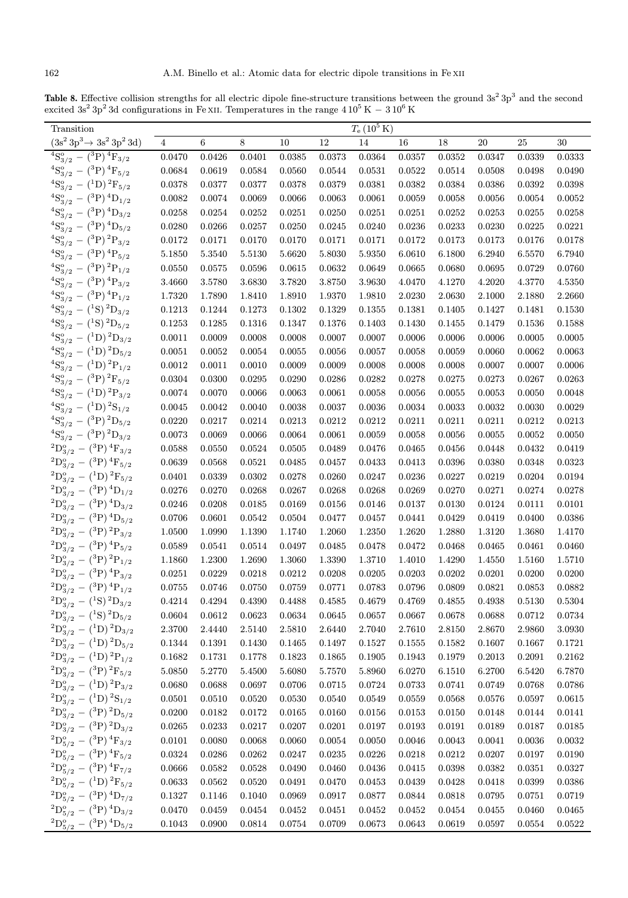**Table 8.** Effective collision strengths for all electric dipole fine-structure transitions between the ground $3s^2\,3p^3$ and the second excited $3s^2\,3p^2\,3d$ configurations in Fe XII. Temperatures in the range $4\,10^5$ K $-$ $3\,10^6$ K

| Transition | $T_e$ ($10^5$ K) | | | | | | | | | | |
|---|---|---|---|---|---|---|---|---|---|---|---|
| ($3s^2\,3p^3 \rightarrow 3s^2\,3p^2\,3d$) | 4 | 6 | 8 | 10 | 12 | 14 | 16 | 18 | 20 | 25 | 30 |
| $^4S^o_{3/2}$ – ($^3$P) $^4F_{3/2}$ | 0.0470 | 0.0426 | 0.0401 | 0.0385 | 0.0373 | 0.0364 | 0.0357 | 0.0352 | 0.0347 | 0.0339 | 0.0333 |
| $^4S^o_{3/2}$ – ($^3$P) $^4F_{5/2}$ | 0.0684 | 0.0619 | 0.0584 | 0.0560 | 0.0544 | 0.0531 | 0.0522 | 0.0514 | 0.0508 | 0.0498 | 0.0490 |
| $^4S^o_{3/2}$ – ($^1$D) $^2F_{5/2}$ | 0.0378 | 0.0377 | 0.0377 | 0.0378 | 0.0379 | 0.0381 | 0.0382 | 0.0384 | 0.0386 | 0.0392 | 0.0398 |
| $^4S^o_{3/2}$ – ($^3$P) $^4D_{1/2}$ | 0.0082 | 0.0074 | 0.0069 | 0.0066 | 0.0063 | 0.0061 | 0.0059 | 0.0058 | 0.0056 | 0.0054 | 0.0052 |
| $^4S^o_{3/2}$ – ($^3$P) $^4D_{3/2}$ | 0.0258 | 0.0254 | 0.0252 | 0.0251 | 0.0250 | 0.0251 | 0.0251 | 0.0252 | 0.0253 | 0.0255 | 0.0258 |
| $^4S^o_{3/2}$ – ($^3$P) $^4D_{5/2}$ | 0.0280 | 0.0266 | 0.0257 | 0.0250 | 0.0245 | 0.0240 | 0.0236 | 0.0233 | 0.0230 | 0.0225 | 0.0221 |
| $^4S^o_{3/2}$ – ($^3$P) $^2P_{3/2}$ | 0.0172 | 0.0171 | 0.0170 | 0.0170 | 0.0171 | 0.0171 | 0.0172 | 0.0173 | 0.0173 | 0.0176 | 0.0178 |
| $^4S^o_{3/2}$ – ($^3$P) $^4P_{5/2}$ | 5.1850 | 5.3540 | 5.5130 | 5.6620 | 5.8030 | 5.9350 | 6.0610 | 6.1800 | 6.2940 | 6.5570 | 6.7940 |
| $^4S^o_{3/2}$ – ($^3$P) $^2P_{1/2}$ | 0.0550 | 0.0575 | 0.0596 | 0.0615 | 0.0632 | 0.0649 | 0.0665 | 0.0680 | 0.0695 | 0.0729 | 0.0760 |
| $^4S^o_{3/2}$ – ($^3$P) $^4P_{3/2}$ | 3.4660 | 3.5780 | 3.6830 | 3.7820 | 3.8750 | 3.9630 | 4.0470 | 4.1270 | 4.2020 | 4.3770 | 4.5350 |
| $^4S^o_{3/2}$ – ($^3$P) $^4P_{1/2}$ | 1.7320 | 1.7890 | 1.8410 | 1.8910 | 1.9370 | 1.9810 | 2.0230 | 2.0630 | 2.1000 | 2.1880 | 2.2660 |
| $^4S^o_{3/2}$ – ($^1$S) $^2D_{3/2}$ | 0.1213 | 0.1244 | 0.1273 | 0.1302 | 0.1329 | 0.1355 | 0.1381 | 0.1405 | 0.1427 | 0.1481 | 0.1530 |
| $^4S^o_{3/2}$ – ($^1$S) $^2D_{5/2}$ | 0.1253 | 0.1285 | 0.1316 | 0.1347 | 0.1376 | 0.1403 | 0.1430 | 0.1455 | 0.1479 | 0.1536 | 0.1588 |
| $^4S^o_{3/2}$ – ($^1$D) $^2D_{3/2}$ | 0.0011 | 0.0009 | 0.0008 | 0.0008 | 0.0007 | 0.0007 | 0.0006 | 0.0006 | 0.0006 | 0.0005 | 0.0005 |
| $^4S^o_{3/2}$ – ($^1$D) $^2D_{5/2}$ | 0.0051 | 0.0052 | 0.0054 | 0.0055 | 0.0056 | 0.0057 | 0.0058 | 0.0059 | 0.0060 | 0.0062 | 0.0063 |
| $^4S^o_{3/2}$ – ($^1$D) $^2P_{1/2}$ | 0.0012 | 0.0011 | 0.0010 | 0.0009 | 0.0009 | 0.0008 | 0.0008 | 0.0008 | 0.0007 | 0.0007 | 0.0006 |
| $^4S^o_{3/2}$ – ($^3$P) $^2F_{5/2}$ | 0.0304 | 0.0300 | 0.0295 | 0.0290 | 0.0286 | 0.0282 | 0.0278 | 0.0275 | 0.0273 | 0.0267 | 0.0263 |
| $^4S^o_{3/2}$ – ($^1$D) $^2P_{3/2}$ | 0.0074 | 0.0070 | 0.0066 | 0.0063 | 0.0061 | 0.0058 | 0.0056 | 0.0055 | 0.0053 | 0.0050 | 0.0048 |
| $^4S^o_{3/2}$ – ($^1$D) $^2S_{1/2}$ | 0.0045 | 0.0042 | 0.0040 | 0.0038 | 0.0037 | 0.0036 | 0.0034 | 0.0033 | 0.0032 | 0.0030 | 0.0029 |
| $^4S^o_{3/2}$ – ($^3$P) $^2D_{5/2}$ | 0.0220 | 0.0217 | 0.0214 | 0.0213 | 0.0212 | 0.0212 | 0.0211 | 0.0211 | 0.0211 | 0.0212 | 0.0213 |
| $^4S^o_{3/2}$ – ($^3$P) $^2D_{3/2}$ | 0.0073 | 0.0069 | 0.0066 | 0.0064 | 0.0061 | 0.0059 | 0.0058 | 0.0056 | 0.0055 | 0.0052 | 0.0050 |
| $^2D^o_{3/2}$ – ($^3$P) $^4F_{3/2}$ | 0.0588 | 0.0550 | 0.0524 | 0.0505 | 0.0489 | 0.0476 | 0.0465 | 0.0456 | 0.0448 | 0.0432 | 0.0419 |
| $^2D^o_{3/2}$ – ($^3$P) $^4F_{5/2}$ | 0.0639 | 0.0568 | 0.0521 | 0.0485 | 0.0457 | 0.0433 | 0.0413 | 0.0396 | 0.0380 | 0.0348 | 0.0323 |
| $^2D^o_{3/2}$ – ($^1$D) $^2F_{5/2}$ | 0.0401 | 0.0339 | 0.0302 | 0.0278 | 0.0260 | 0.0247 | 0.0236 | 0.0227 | 0.0219 | 0.0204 | 0.0194 |
| $^2D^o_{3/2}$ – ($^3$P) $^4D_{1/2}$ | 0.0276 | 0.0270 | 0.0268 | 0.0267 | 0.0268 | 0.0268 | 0.0269 | 0.0270 | 0.0271 | 0.0274 | 0.0278 |
| $^2D^o_{3/2}$ – ($^3$P) $^4D_{3/2}$ | 0.0246 | 0.0208 | 0.0185 | 0.0169 | 0.0156 | 0.0146 | 0.0137 | 0.0130 | 0.0124 | 0.0111 | 0.0101 |
| $^2D^o_{3/2}$ – ($^3$P) $^4D_{5/2}$ | 0.0706 | 0.0601 | 0.0542 | 0.0504 | 0.0477 | 0.0457 | 0.0441 | 0.0429 | 0.0419 | 0.0400 | 0.0386 |
| $^2D^o_{3/2}$ – ($^3$P) $^2P_{3/2}$ | 1.0500 | 1.0990 | 1.1390 | 1.1740 | 1.2060 | 1.2350 | 1.2620 | 1.2880 | 1.3120 | 1.3680 | 1.4170 |
| $^2D^o_{3/2}$ – ($^3$P) $^4P_{5/2}$ | 0.0589 | 0.0541 | 0.0514 | 0.0497 | 0.0485 | 0.0478 | 0.0472 | 0.0468 | 0.0465 | 0.0461 | 0.0460 |
| $^2D^o_{3/2}$ – ($^3$P) $^2P_{1/2}$ | 1.1860 | 1.2300 | 1.2690 | 1.3060 | 1.3390 | 1.3710 | 1.4010 | 1.4290 | 1.4550 | 1.5160 | 1.5710 |
| $^2D^o_{3/2}$ – ($^3$P) $^4P_{3/2}$ | 0.0251 | 0.0229 | 0.0218 | 0.0212 | 0.0208 | 0.0205 | 0.0203 | 0.0202 | 0.0201 | 0.0200 | 0.0200 |
| $^2D^o_{3/2}$ – ($^3$P) $^4P_{1/2}$ | 0.0755 | 0.0746 | 0.0750 | 0.0759 | 0.0771 | 0.0783 | 0.0796 | 0.0809 | 0.0821 | 0.0853 | 0.0882 |
| $^2D^o_{3/2}$ – ($^1$S) $^2D_{3/2}$ | 0.4214 | 0.4294 | 0.4390 | 0.4488 | 0.4585 | 0.4679 | 0.4769 | 0.4855 | 0.4938 | 0.5130 | 0.5304 |
| $^2D^o_{3/2}$ – ($^1$S) $^2D_{5/2}$ | 0.0604 | 0.0612 | 0.0623 | 0.0634 | 0.0645 | 0.0657 | 0.0667 | 0.0678 | 0.0688 | 0.0712 | 0.0734 |
| $^2D^o_{3/2}$ – ($^1$D) $^2D_{3/2}$ | 2.3700 | 2.4440 | 2.5140 | 2.5810 | 2.6440 | 2.7040 | 2.7610 | 2.8150 | 2.8670 | 2.9860 | 3.0930 |
| $^2D^o_{3/2}$ – ($^1$D) $^2D_{5/2}$ | 0.1344 | 0.1391 | 0.1430 | 0.1465 | 0.1497 | 0.1527 | 0.1555 | 0.1582 | 0.1607 | 0.1667 | 0.1721 |
| $^2D^o_{3/2}$ – ($^1$D) $^2P_{1/2}$ | 0.1682 | 0.1731 | 0.1778 | 0.1823 | 0.1865 | 0.1905 | 0.1943 | 0.1979 | 0.2013 | 0.2091 | 0.2162 |
| $^2D^o_{3/2}$ – ($^3$P) $^2F_{5/2}$ | 5.0850 | 5.2770 | 5.4500 | 5.6080 | 5.7570 | 5.8960 | 6.0270 | 6.1510 | 6.2700 | 6.5420 | 6.7870 |
| $^2D^o_{3/2}$ – ($^1$D) $^2P_{3/2}$ | 0.0680 | 0.0688 | 0.0697 | 0.0706 | 0.0715 | 0.0724 | 0.0733 | 0.0741 | 0.0749 | 0.0768 | 0.0786 |
| $^2D^o_{3/2}$ – ($^1$D) $^2S_{1/2}$ | 0.0501 | 0.0510 | 0.0520 | 0.0530 | 0.0540 | 0.0549 | 0.0559 | 0.0568 | 0.0576 | 0.0597 | 0.0615 |
| $^2D^o_{3/2}$ – ($^3$P) $^2D_{5/2}$ | 0.0200 | 0.0182 | 0.0172 | 0.0165 | 0.0160 | 0.0156 | 0.0153 | 0.0150 | 0.0148 | 0.0144 | 0.0141 |
| $^2D^o_{3/2}$ – ($^3$P) $^2D_{3/2}$ | 0.0265 | 0.0233 | 0.0217 | 0.0207 | 0.0201 | 0.0197 | 0.0193 | 0.0191 | 0.0189 | 0.0187 | 0.0185 |
| $^2D^o_{5/2}$ – ($^3$P) $^4F_{3/2}$ | 0.0101 | 0.0080 | 0.0068 | 0.0060 | 0.0054 | 0.0050 | 0.0046 | 0.0043 | 0.0041 | 0.0036 | 0.0032 |
| $^2D^o_{5/2}$ – ($^3$P) $^4F_{5/2}$ | 0.0324 | 0.0286 | 0.0262 | 0.0247 | 0.0235 | 0.0226 | 0.0218 | 0.0212 | 0.0207 | 0.0197 | 0.0190 |
| $^2D^o_{5/2}$ – ($^3$P) $^4F_{7/2}$ | 0.0666 | 0.0582 | 0.0528 | 0.0490 | 0.0460 | 0.0436 | 0.0415 | 0.0398 | 0.0382 | 0.0351 | 0.0327 |
| $^2D^o_{5/2}$ – ($^1$D) $^2F_{5/2}$ | 0.0633 | 0.0562 | 0.0520 | 0.0491 | 0.0470 | 0.0453 | 0.0439 | 0.0428 | 0.0418 | 0.0399 | 0.0386 |
| $^2D^o_{5/2}$ – ($^3$P) $^4D_{7/2}$ | 0.1327 | 0.1146 | 0.1040 | 0.0969 | 0.0917 | 0.0877 | 0.0844 | 0.0818 | 0.0795 | 0.0751 | 0.0719 |
| $^2D^o_{5/2}$ – ($^3$P) $^4D_{3/2}$ | 0.0470 | 0.0459 | 0.0454 | 0.0452 | 0.0451 | 0.0452 | 0.0452 | 0.0454 | 0.0455 | 0.0460 | 0.0465 |
| $^2D^o_{5/2}$ – ($^3$P) $^4D_{5/2}$ | 0.1043 | 0.0900 | 0.0814 | 0.0754 | 0.0709 | 0.0673 | 0.0643 | 0.0619 | 0.0597 | 0.0554 | 0.0522 |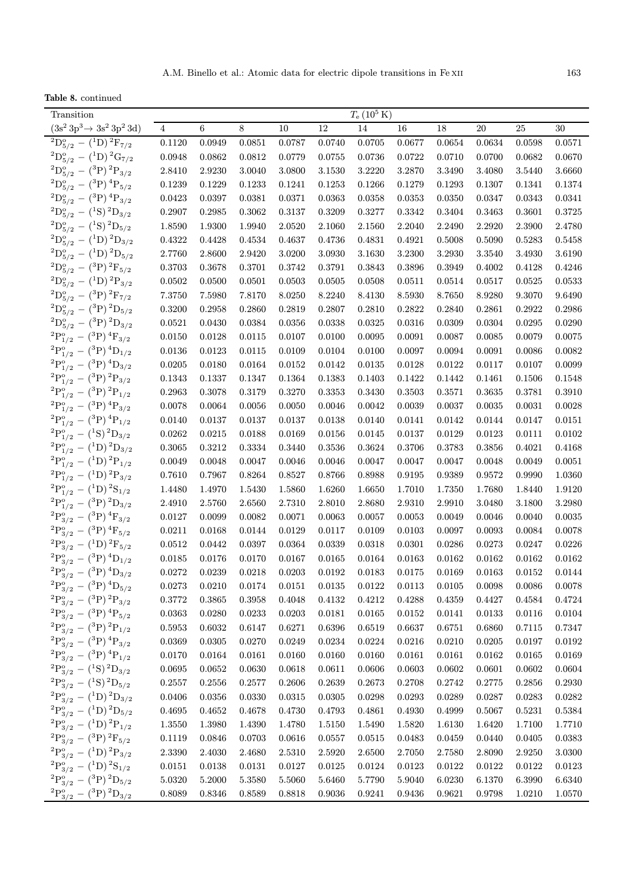**Table 8.** continued

| Transition | $T_e$ ($10^5$ K) | | | | | | | | | | |
|---|---|---|---|---|---|---|---|---|---|---|---|
| ($3s^2\,3p^3 \rightarrow 3s^2\,3p^2\,3d$) | 4 | 6 | 8 | 10 | 12 | 14 | 16 | 18 | 20 | 25 | 30 |
| $^2D^o_{5/2}$ – ($^1$D) $^2F_{7/2}$ | 0.1120 | 0.0949 | 0.0851 | 0.0787 | 0.0740 | 0.0705 | 0.0677 | 0.0654 | 0.0634 | 0.0598 | 0.0571 |
| $^2D^o_{5/2}$ – ($^1$D) $^2G_{7/2}$ | 0.0948 | 0.0862 | 0.0812 | 0.0779 | 0.0755 | 0.0736 | 0.0722 | 0.0710 | 0.0700 | 0.0682 | 0.0670 |
| $^2D^o_{5/2}$ – ($^3$P) $^2P_{3/2}$ | 2.8410 | 2.9230 | 3.0040 | 3.0800 | 3.1530 | 3.2220 | 3.2870 | 3.3490 | 3.4080 | 3.5440 | 3.6660 |
| $^2D^o_{5/2}$ – ($^3$P) $^4P_{5/2}$ | 0.1239 | 0.1229 | 0.1233 | 0.1241 | 0.1253 | 0.1266 | 0.1279 | 0.1293 | 0.1307 | 0.1341 | 0.1374 |
| $^2D^o_{5/2}$ – ($^3$P) $^4P_{3/2}$ | 0.0423 | 0.0397 | 0.0381 | 0.0371 | 0.0363 | 0.0358 | 0.0353 | 0.0350 | 0.0347 | 0.0343 | 0.0341 |
| $^2D^o_{5/2}$ – ($^1$S) $^2D_{3/2}$ | 0.2907 | 0.2985 | 0.3062 | 0.3137 | 0.3209 | 0.3277 | 0.3342 | 0.3404 | 0.3463 | 0.3601 | 0.3725 |
| $^2D^o_{5/2}$ – ($^1$S) $^2D_{5/2}$ | 1.8590 | 1.9300 | 1.9940 | 2.0520 | 2.1060 | 2.1560 | 2.2040 | 2.2490 | 2.2920 | 2.3900 | 2.4780 |
| $^2D^o_{5/2}$ – ($^1$D) $^2D_{3/2}$ | 0.4322 | 0.4428 | 0.4534 | 0.4637 | 0.4736 | 0.4831 | 0.4921 | 0.5008 | 0.5090 | 0.5283 | 0.5458 |
| $^2D^o_{5/2}$ – ($^1$D) $^2D_{5/2}$ | 2.7760 | 2.8600 | 2.9420 | 3.0200 | 3.0930 | 3.1630 | 3.2300 | 3.2930 | 3.3540 | 3.4930 | 3.6190 |
| $^2D^o_{5/2}$ – ($^3$P) $^2F_{5/2}$ | 0.3703 | 0.3678 | 0.3701 | 0.3742 | 0.3791 | 0.3843 | 0.3896 | 0.3949 | 0.4002 | 0.4128 | 0.4246 |
| $^2D^o_{5/2}$ – ($^1$D) $^2P_{3/2}$ | 0.0502 | 0.0500 | 0.0501 | 0.0503 | 0.0505 | 0.0508 | 0.0511 | 0.0514 | 0.0517 | 0.0525 | 0.0533 |
| $^2D^o_{5/2}$ – ($^3$P) $^2F_{7/2}$ | 7.3750 | 7.5980 | 7.8170 | 8.0250 | 8.2240 | 8.4130 | 8.5930 | 8.7650 | 8.9280 | 9.3070 | 9.6490 |
| $^2D^o_{5/2}$ – ($^3$P) $^2D_{5/2}$ | 0.3200 | 0.2958 | 0.2860 | 0.2819 | 0.2807 | 0.2810 | 0.2822 | 0.2840 | 0.2861 | 0.2922 | 0.2986 |
| $^2D^o_{5/2}$ – ($^3$P) $^2D_{3/2}$ | 0.0521 | 0.0430 | 0.0384 | 0.0356 | 0.0338 | 0.0325 | 0.0316 | 0.0309 | 0.0304 | 0.0295 | 0.0290 |
| $^2P^o_{1/2}$ – ($^3$P) $^4F_{3/2}$ | 0.0150 | 0.0128 | 0.0115 | 0.0107 | 0.0100 | 0.0095 | 0.0091 | 0.0087 | 0.0085 | 0.0079 | 0.0075 |
| $^2P^o_{1/2}$ – ($^3$P) $^4D_{1/2}$ | 0.0136 | 0.0123 | 0.0115 | 0.0109 | 0.0104 | 0.0100 | 0.0097 | 0.0094 | 0.0091 | 0.0086 | 0.0082 |
| $^2P^o_{1/2}$ – ($^3$P) $^4D_{3/2}$ | 0.0205 | 0.0180 | 0.0164 | 0.0152 | 0.0142 | 0.0135 | 0.0128 | 0.0122 | 0.0117 | 0.0107 | 0.0099 |
| $^2P^o_{1/2}$ – ($^3$P) $^2P_{3/2}$ | 0.1343 | 0.1337 | 0.1347 | 0.1364 | 0.1383 | 0.1403 | 0.1422 | 0.1442 | 0.1461 | 0.1506 | 0.1548 |
| $^2P^o_{1/2}$ – ($^3$P) $^2P_{1/2}$ | 0.2963 | 0.3078 | 0.3179 | 0.3270 | 0.3353 | 0.3430 | 0.3503 | 0.3571 | 0.3635 | 0.3781 | 0.3910 |
| $^2P^o_{1/2}$ – ($^3$P) $^4P_{3/2}$ | 0.0078 | 0.0064 | 0.0056 | 0.0050 | 0.0046 | 0.0042 | 0.0039 | 0.0037 | 0.0035 | 0.0031 | 0.0028 |
| $^2P^o_{1/2}$ – ($^3$P) $^4P_{1/2}$ | 0.0140 | 0.0137 | 0.0137 | 0.0137 | 0.0138 | 0.0140 | 0.0141 | 0.0142 | 0.0144 | 0.0147 | 0.0151 |
| $^2P^o_{1/2}$ – ($^1$S) $^2D_{3/2}$ | 0.0262 | 0.0215 | 0.0188 | 0.0169 | 0.0156 | 0.0145 | 0.0137 | 0.0129 | 0.0123 | 0.0111 | 0.0102 |
| $^2P^o_{1/2}$ – ($^1$D) $^2D_{3/2}$ | 0.3065 | 0.3212 | 0.3334 | 0.3440 | 0.3536 | 0.3624 | 0.3706 | 0.3783 | 0.3856 | 0.4021 | 0.4168 |
| $^2P^o_{1/2}$ – ($^1$D) $^2P_{1/2}$ | 0.0049 | 0.0048 | 0.0047 | 0.0046 | 0.0046 | 0.0047 | 0.0047 | 0.0047 | 0.0048 | 0.0049 | 0.0051 |
| $^2P^o_{1/2}$ – ($^1$D) $^2P_{3/2}$ | 0.7610 | 0.7967 | 0.8264 | 0.8527 | 0.8766 | 0.8988 | 0.9195 | 0.9389 | 0.9572 | 0.9990 | 1.0360 |
| $^2P^o_{1/2}$ – ($^1$D) $^2S_{1/2}$ | 1.4480 | 1.4970 | 1.5430 | 1.5860 | 1.6260 | 1.6650 | 1.7010 | 1.7350 | 1.7680 | 1.8440 | 1.9120 |
| $^2P^o_{1/2}$ – ($^3$P) $^2D_{3/2}$ | 2.4910 | 2.5760 | 2.6560 | 2.7310 | 2.8010 | 2.8680 | 2.9310 | 2.9910 | 3.0480 | 3.1800 | 3.2980 |
| $^2P^o_{3/2}$ – ($^3$P) $^4F_{3/2}$ | 0.0127 | 0.0099 | 0.0082 | 0.0071 | 0.0063 | 0.0057 | 0.0053 | 0.0049 | 0.0046 | 0.0040 | 0.0035 |
| $^2P^o_{3/2}$ – ($^3$P) $^4F_{5/2}$ | 0.0211 | 0.0168 | 0.0144 | 0.0129 | 0.0117 | 0.0109 | 0.0103 | 0.0097 | 0.0093 | 0.0084 | 0.0078 |
| $^2P^o_{3/2}$ – ($^1$D) $^2F_{5/2}$ | 0.0512 | 0.0442 | 0.0397 | 0.0364 | 0.0339 | 0.0318 | 0.0301 | 0.0286 | 0.0273 | 0.0247 | 0.0226 |
| $^2P^o_{3/2}$ – ($^3$P) $^4D_{1/2}$ | 0.0185 | 0.0176 | 0.0170 | 0.0167 | 0.0165 | 0.0164 | 0.0163 | 0.0162 | 0.0162 | 0.0162 | 0.0162 |
| $^2P^o_{3/2}$ – ($^3$P) $^4D_{3/2}$ | 0.0272 | 0.0239 | 0.0218 | 0.0203 | 0.0192 | 0.0183 | 0.0175 | 0.0169 | 0.0163 | 0.0152 | 0.0144 |
| $^2P^o_{3/2}$ – ($^3$P) $^4D_{5/2}$ | 0.0273 | 0.0210 | 0.0174 | 0.0151 | 0.0135 | 0.0122 | 0.0113 | 0.0105 | 0.0098 | 0.0086 | 0.0078 |
| $^2P^o_{3/2}$ – ($^3$P) $^2P_{3/2}$ | 0.3772 | 0.3865 | 0.3958 | 0.4048 | 0.4132 | 0.4212 | 0.4288 | 0.4359 | 0.4427 | 0.4584 | 0.4724 |
| $^2P^o_{3/2}$ – ($^3$P) $^4P_{5/2}$ | 0.0363 | 0.0280 | 0.0233 | 0.0203 | 0.0181 | 0.0165 | 0.0152 | 0.0141 | 0.0133 | 0.0116 | 0.0104 |
| $^2P^o_{3/2}$ – ($^3$P) $^2P_{1/2}$ | 0.5953 | 0.6032 | 0.6147 | 0.6271 | 0.6396 | 0.6519 | 0.6637 | 0.6751 | 0.6860 | 0.7115 | 0.7347 |
| $^2P^o_{3/2}$ – ($^3$P) $^4P_{3/2}$ | 0.0369 | 0.0305 | 0.0270 | 0.0249 | 0.0234 | 0.0224 | 0.0216 | 0.0210 | 0.0205 | 0.0197 | 0.0192 |
| $^2P^o_{3/2}$ – ($^3$P) $^4P_{1/2}$ | 0.0170 | 0.0164 | 0.0161 | 0.0160 | 0.0160 | 0.0160 | 0.0161 | 0.0161 | 0.0162 | 0.0165 | 0.0169 |
| $^2P^o_{3/2}$ – ($^1$S) $^2D_{3/2}$ | 0.0695 | 0.0652 | 0.0630 | 0.0618 | 0.0611 | 0.0606 | 0.0603 | 0.0602 | 0.0601 | 0.0602 | 0.0604 |
| $^2P^o_{3/2}$ – ($^1$S) $^2D_{5/2}$ | 0.2557 | 0.2556 | 0.2577 | 0.2606 | 0.2639 | 0.2673 | 0.2708 | 0.2742 | 0.2775 | 0.2856 | 0.2930 |
| $^2P^o_{3/2}$ – ($^1$D) $^2D_{3/2}$ | 0.0406 | 0.0356 | 0.0330 | 0.0315 | 0.0305 | 0.0298 | 0.0293 | 0.0289 | 0.0287 | 0.0283 | 0.0282 |
| $^2P^o_{3/2}$ – ($^1$D) $^2D_{5/2}$ | 0.4695 | 0.4652 | 0.4678 | 0.4730 | 0.4793 | 0.4861 | 0.4930 | 0.4999 | 0.5067 | 0.5231 | 0.5384 |
| $^2P^o_{3/2}$ – ($^1$D) $^2P_{1/2}$ | 1.3550 | 1.3980 | 1.4390 | 1.4780 | 1.5150 | 1.5490 | 1.5820 | 1.6130 | 1.6420 | 1.7100 | 1.7710 |
| $^2P^o_{3/2}$ – ($^3$P) $^2F_{5/2}$ | 0.1119 | 0.0846 | 0.0703 | 0.0616 | 0.0557 | 0.0515 | 0.0483 | 0.0459 | 0.0440 | 0.0405 | 0.0383 |
| $^2P^o_{3/2}$ – ($^1$D) $^2P_{3/2}$ | 2.3390 | 2.4030 | 2.4680 | 2.5310 | 2.5920 | 2.6500 | 2.7050 | 2.7580 | 2.8090 | 2.9250 | 3.0300 |
| $^2P^o_{3/2}$ – ($^1$D) $^2S_{1/2}$ | 0.0151 | 0.0138 | 0.0131 | 0.0127 | 0.0125 | 0.0124 | 0.0123 | 0.0122 | 0.0122 | 0.0122 | 0.0123 |
| $^2P^o_{3/2}$ – ($^3$P) $^2D_{5/2}$ | 5.0320 | 5.2000 | 5.3580 | 5.5060 | 5.6460 | 5.7790 | 5.9040 | 6.0230 | 6.1370 | 6.3990 | 6.6340 |
| $^2P^o_{3/2}$ – ($^3$P) $^2D_{3/2}$ | 0.8089 | 0.8346 | 0.8589 | 0.8818 | 0.9036 | 0.9241 | 0.9436 | 0.9621 | 0.9798 | 1.0210 | 1.0570 |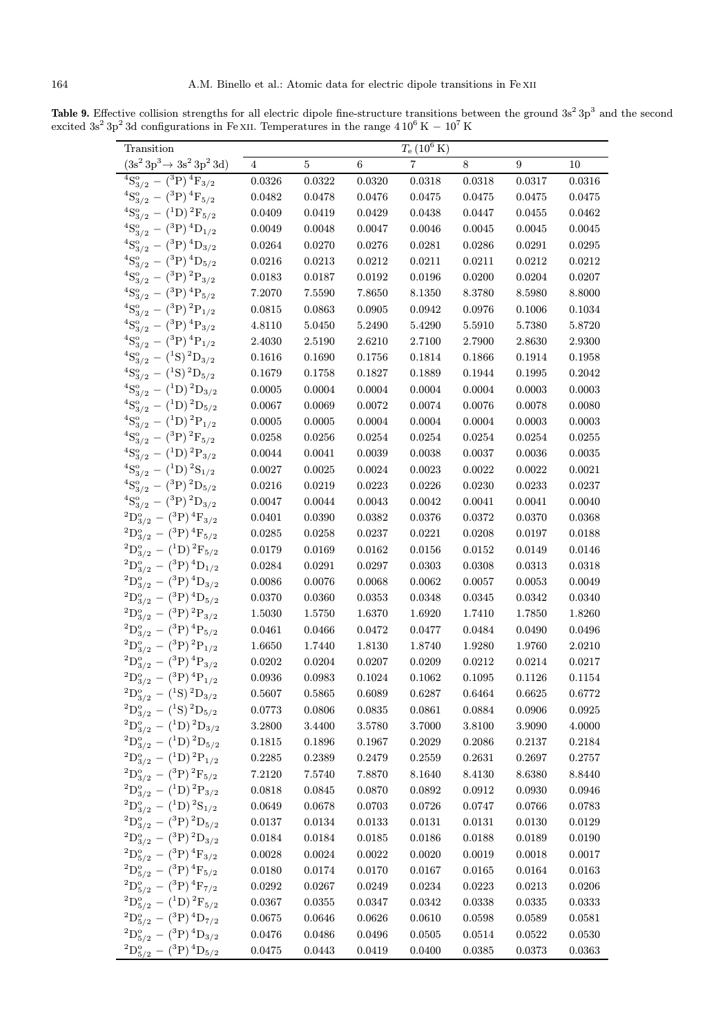**Table 9.** Effective collision strengths for all electric dipole fine-structure transitions between the ground $3s^2\,3p^3$ and the second excited $3s^2\,3p^2\,3d$ configurations in Fe XII. Temperatures in the range $4\,10^6$ K $-$ $10^7$ K

| Transition | $T_e$ ($10^6$ K) | | | | | | |
|---|---|---|---|---|---|---|---|
| ($3s^2\,3p^3 \rightarrow 3s^2\,3p^2\,3d$) | 4 | 5 | 6 | 7 | 8 | 9 | 10 |
| $^4S^o_{3/2}$ – ($^3$P) $^4F_{3/2}$ | 0.0326 | 0.0322 | 0.0320 | 0.0318 | 0.0318 | 0.0317 | 0.0316 |
| $^4S^o_{3/2}$ – ($^3$P) $^4F_{5/2}$ | 0.0482 | 0.0478 | 0.0476 | 0.0475 | 0.0475 | 0.0475 | 0.0475 |
| $^4S^o_{3/2}$ – ($^1$D) $^2F_{5/2}$ | 0.0409 | 0.0419 | 0.0429 | 0.0438 | 0.0447 | 0.0455 | 0.0462 |
| $^4S^o_{3/2}$ – ($^3$P) $^4D_{1/2}$ | 0.0049 | 0.0048 | 0.0047 | 0.0046 | 0.0045 | 0.0045 | 0.0045 |
| $^4S^o_{3/2}$ – ($^3$P) $^4D_{3/2}$ | 0.0264 | 0.0270 | 0.0276 | 0.0281 | 0.0286 | 0.0291 | 0.0295 |
| $^4S^o_{3/2}$ – ($^3$P) $^4D_{5/2}$ | 0.0216 | 0.0213 | 0.0212 | 0.0211 | 0.0211 | 0.0212 | 0.0212 |
| $^4S^o_{3/2}$ – ($^3$P) $^2P_{3/2}$ | 0.0183 | 0.0187 | 0.0192 | 0.0196 | 0.0200 | 0.0204 | 0.0207 |
| $^4S^o_{3/2}$ – ($^3$P) $^4P_{5/2}$ | 7.2070 | 7.5590 | 7.8650 | 8.1350 | 8.3780 | 8.5980 | 8.8000 |
| $^4S^o_{3/2}$ – ($^3$P) $^2P_{1/2}$ | 0.0815 | 0.0863 | 0.0905 | 0.0942 | 0.0976 | 0.1006 | 0.1034 |
| $^4S^o_{3/2}$ – ($^3$P) $^4P_{3/2}$ | 4.8110 | 5.0450 | 5.2490 | 5.4290 | 5.5910 | 5.7380 | 5.8720 |
| $^4S^o_{3/2}$ – ($^3$P) $^4P_{1/2}$ | 2.4030 | 2.5190 | 2.6210 | 2.7100 | 2.7900 | 2.8630 | 2.9300 |
| $^4S^o_{3/2}$ – ($^1$S) $^2D_{3/2}$ | 0.1616 | 0.1690 | 0.1756 | 0.1814 | 0.1866 | 0.1914 | 0.1958 |
| $^4S^o_{3/2}$ – ($^1$S) $^2D_{5/2}$ | 0.1679 | 0.1758 | 0.1827 | 0.1889 | 0.1944 | 0.1995 | 0.2042 |
| $^4S^o_{3/2}$ – ($^1$D) $^2D_{3/2}$ | 0.0005 | 0.0004 | 0.0004 | 0.0004 | 0.0004 | 0.0003 | 0.0003 |
| $^4S^o_{3/2}$ – ($^1$D) $^2D_{5/2}$ | 0.0067 | 0.0069 | 0.0072 | 0.0074 | 0.0076 | 0.0078 | 0.0080 |
| $^4S^o_{3/2}$ – ($^1$D) $^2P_{1/2}$ | 0.0005 | 0.0005 | 0.0004 | 0.0004 | 0.0004 | 0.0003 | 0.0003 |
| $^4S^o_{3/2}$ – ($^3$P) $^2F_{5/2}$ | 0.0258 | 0.0256 | 0.0254 | 0.0254 | 0.0254 | 0.0254 | 0.0255 |
| $^4S^o_{3/2}$ – ($^1$D) $^2P_{3/2}$ | 0.0044 | 0.0041 | 0.0039 | 0.0038 | 0.0037 | 0.0036 | 0.0035 |
| $^4S^o_{3/2}$ – ($^1$D) $^2S_{1/2}$ | 0.0027 | 0.0025 | 0.0024 | 0.0023 | 0.0022 | 0.0022 | 0.0021 |
| $^4S^o_{3/2}$ – ($^3$P) $^2D_{5/2}$ | 0.0216 | 0.0219 | 0.0223 | 0.0226 | 0.0230 | 0.0233 | 0.0237 |
| $^4S^o_{3/2}$ – ($^3$P) $^2D_{3/2}$ | 0.0047 | 0.0044 | 0.0043 | 0.0042 | 0.0041 | 0.0041 | 0.0040 |
| $^2D^o_{3/2}$ – ($^3$P) $^4F_{3/2}$ | 0.0401 | 0.0390 | 0.0382 | 0.0376 | 0.0372 | 0.0370 | 0.0368 |
| $^2D^o_{3/2}$ – ($^3$P) $^4F_{5/2}$ | 0.0285 | 0.0258 | 0.0237 | 0.0221 | 0.0208 | 0.0197 | 0.0188 |
| $^2D^o_{3/2}$ – ($^1$D) $^2F_{5/2}$ | 0.0179 | 0.0169 | 0.0162 | 0.0156 | 0.0152 | 0.0149 | 0.0146 |
| $^2D^o_{3/2}$ – ($^3$P) $^4D_{1/2}$ | 0.0284 | 0.0291 | 0.0297 | 0.0303 | 0.0308 | 0.0313 | 0.0318 |
| $^2D^o_{3/2}$ – ($^3$P) $^4D_{3/2}$ | 0.0086 | 0.0076 | 0.0068 | 0.0062 | 0.0057 | 0.0053 | 0.0049 |
| $^2D^o_{3/2}$ – ($^3$P) $^4D_{5/2}$ | 0.0370 | 0.0360 | 0.0353 | 0.0348 | 0.0345 | 0.0342 | 0.0340 |
| $^2D^o_{3/2}$ – ($^3$P) $^2P_{3/2}$ | 1.5030 | 1.5750 | 1.6370 | 1.6920 | 1.7410 | 1.7850 | 1.8260 |
| $^2D^o_{3/2}$ – ($^3$P) $^4P_{5/2}$ | 0.0461 | 0.0466 | 0.0472 | 0.0477 | 0.0484 | 0.0490 | 0.0496 |
| $^2D^o_{3/2}$ – ($^3$P) $^2P_{1/2}$ | 1.6650 | 1.7440 | 1.8130 | 1.8740 | 1.9280 | 1.9760 | 2.0210 |
| $^2D^o_{3/2}$ – ($^3$P) $^4P_{3/2}$ | 0.0202 | 0.0204 | 0.0207 | 0.0209 | 0.0212 | 0.0214 | 0.0217 |
| $^2D^o_{3/2}$ – ($^3$P) $^4P_{1/2}$ | 0.0936 | 0.0983 | 0.1024 | 0.1062 | 0.1095 | 0.1126 | 0.1154 |
| $^2D^o_{3/2}$ – ($^1$S) $^2D_{3/2}$ | 0.5607 | 0.5865 | 0.6089 | 0.6287 | 0.6464 | 0.6625 | 0.6772 |
| $^2D^o_{3/2}$ – ($^1$S) $^2D_{5/2}$ | 0.0773 | 0.0806 | 0.0835 | 0.0861 | 0.0884 | 0.0906 | 0.0925 |
| $^2D^o_{3/2}$ – ($^1$D) $^2D_{3/2}$ | 3.2800 | 3.4400 | 3.5780 | 3.7000 | 3.8100 | 3.9090 | 4.0000 |
| $^2D^o_{3/2}$ – ($^1$D) $^2D_{5/2}$ | 0.1815 | 0.1896 | 0.1967 | 0.2029 | 0.2086 | 0.2137 | 0.2184 |
| $^2D^o_{3/2}$ – ($^1$D) $^2P_{1/2}$ | 0.2285 | 0.2389 | 0.2479 | 0.2559 | 0.2631 | 0.2697 | 0.2757 |
| $^2D^o_{3/2}$ – ($^3$P) $^2F_{5/2}$ | 7.2120 | 7.5740 | 7.8870 | 8.1640 | 8.4130 | 8.6380 | 8.8440 |
| $^2D^o_{3/2}$ – ($^1$D) $^2P_{3/2}$ | 0.0818 | 0.0845 | 0.0870 | 0.0892 | 0.0912 | 0.0930 | 0.0946 |
| $^2D^o_{3/2}$ – ($^1$D) $^2S_{1/2}$ | 0.0649 | 0.0678 | 0.0703 | 0.0726 | 0.0747 | 0.0766 | 0.0783 |
| $^2D^o_{3/2}$ – ($^3$P) $^2D_{5/2}$ | 0.0137 | 0.0134 | 0.0133 | 0.0131 | 0.0131 | 0.0130 | 0.0129 |
| $^2D^o_{3/2}$ – ($^3$P) $^2D_{3/2}$ | 0.0184 | 0.0184 | 0.0185 | 0.0186 | 0.0188 | 0.0189 | 0.0190 |
| $^2D^o_{5/2}$ – ($^3$P) $^4F_{3/2}$ | 0.0028 | 0.0024 | 0.0022 | 0.0020 | 0.0019 | 0.0018 | 0.0017 |
| $^2D^o_{5/2}$ – ($^3$P) $^4F_{5/2}$ | 0.0180 | 0.0174 | 0.0170 | 0.0167 | 0.0165 | 0.0164 | 0.0163 |
| $^2D^o_{5/2}$ – ($^3$P) $^4F_{7/2}$ | 0.0292 | 0.0267 | 0.0249 | 0.0234 | 0.0223 | 0.0213 | 0.0206 |
| $^2D^o_{5/2}$ – ($^1$D) $^2F_{5/2}$ | 0.0367 | 0.0355 | 0.0347 | 0.0342 | 0.0338 | 0.0335 | 0.0333 |
| $^2D^o_{5/2}$ – ($^3$P) $^4D_{7/2}$ | 0.0675 | 0.0646 | 0.0626 | 0.0610 | 0.0598 | 0.0589 | 0.0581 |
| $^2D^o_{5/2}$ – ($^3$P) $^4D_{3/2}$ | 0.0476 | 0.0486 | 0.0496 | 0.0505 | 0.0514 | 0.0522 | 0.0530 |
| $^2D^o_{5/2}$ – ($^3$P) $^4D_{5/2}$ | 0.0475 | 0.0443 | 0.0419 | 0.0400 | 0.0385 | 0.0373 | 0.0363 |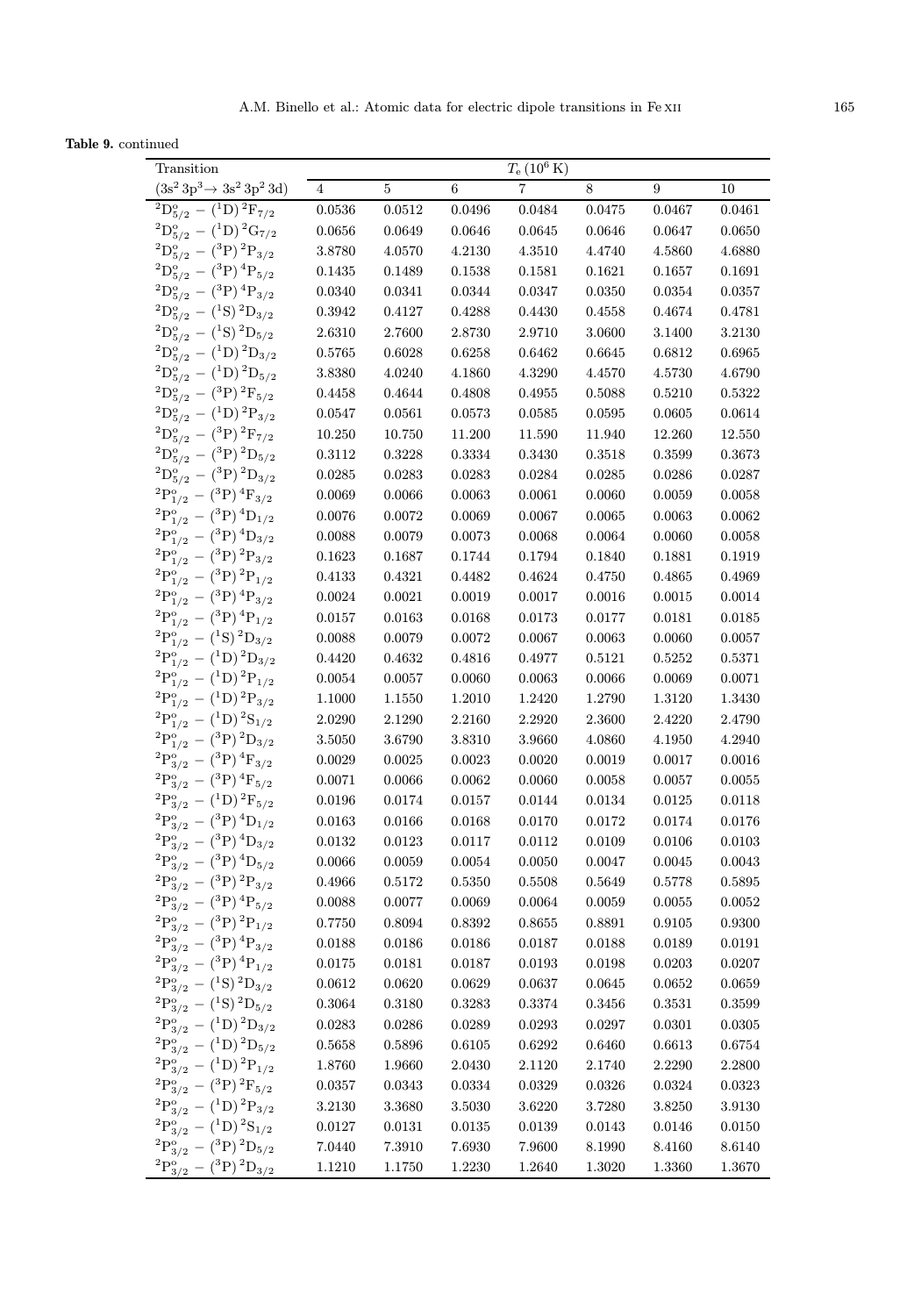**Table 9.** continued

| Transition | $T_e$ ($10^6$ K) | | | | | | |
|---|---|---|---|---|---|---|---|
| $(3s^2\,3p^3 \rightarrow 3s^2\,3p^2\,3d)$ | 4 | 5 | 6 | 7 | 8 | 9 | 10 |
| $^2D^o_{5/2}$ – $(^1D)\,^2F_{7/2}$ | 0.0536 | 0.0512 | 0.0496 | 0.0484 | 0.0475 | 0.0467 | 0.0461 |
| $^2D^o_{5/2}$ – $(^1D)\,^2G_{7/2}$ | 0.0656 | 0.0649 | 0.0646 | 0.0645 | 0.0646 | 0.0647 | 0.0650 |
| $^2D^o_{5/2}$ – $(^3P)\,^2P_{3/2}$ | 3.8780 | 4.0570 | 4.2130 | 4.3510 | 4.4740 | 4.5860 | 4.6880 |
| $^2D^o_{5/2}$ – $(^3P)\,^4P_{5/2}$ | 0.1435 | 0.1489 | 0.1538 | 0.1581 | 0.1621 | 0.1657 | 0.1691 |
| $^2D^o_{5/2}$ – $(^3P)\,^4P_{3/2}$ | 0.0340 | 0.0341 | 0.0344 | 0.0347 | 0.0350 | 0.0354 | 0.0357 |
| $^2D^o_{5/2}$ – $(^1S)\,^2D_{3/2}$ | 0.3942 | 0.4127 | 0.4288 | 0.4430 | 0.4558 | 0.4674 | 0.4781 |
| $^2D^o_{5/2}$ – $(^1S)\,^2D_{5/2}$ | 2.6310 | 2.7600 | 2.8730 | 2.9710 | 3.0600 | 3.1400 | 3.2130 |
| $^2D^o_{5/2}$ – $(^1D)\,^2D_{3/2}$ | 0.5765 | 0.6028 | 0.6258 | 0.6462 | 0.6645 | 0.6812 | 0.6965 |
| $^2D^o_{5/2}$ – $(^1D)\,^2D_{5/2}$ | 3.8380 | 4.0240 | 4.1860 | 4.3290 | 4.4570 | 4.5730 | 4.6790 |
| $^2D^o_{5/2}$ – $(^3P)\,^2F_{5/2}$ | 0.4458 | 0.4644 | 0.4808 | 0.4955 | 0.5088 | 0.5210 | 0.5322 |
| $^2D^o_{5/2}$ – $(^1D)\,^2P_{3/2}$ | 0.0547 | 0.0561 | 0.0573 | 0.0585 | 0.0595 | 0.0605 | 0.0614 |
| $^2D^o_{5/2}$ – $(^3P)\,^2F_{7/2}$ | 10.250 | 10.750 | 11.200 | 11.590 | 11.940 | 12.260 | 12.550 |
| $^2D^o_{5/2}$ – $(^3P)\,^2D_{5/2}$ | 0.3112 | 0.3228 | 0.3334 | 0.3430 | 0.3518 | 0.3599 | 0.3673 |
| $^2D^o_{5/2}$ – $(^3P)\,^2D_{3/2}$ | 0.0285 | 0.0283 | 0.0283 | 0.0284 | 0.0285 | 0.0286 | 0.0287 |
| $^2P^o_{1/2}$ – $(^3P)\,^4F_{3/2}$ | 0.0069 | 0.0066 | 0.0063 | 0.0061 | 0.0060 | 0.0059 | 0.0058 |
| $^2P^o_{1/2}$ – $(^3P)\,^4D_{1/2}$ | 0.0076 | 0.0072 | 0.0069 | 0.0067 | 0.0065 | 0.0063 | 0.0062 |
| $^2P^o_{1/2}$ – $(^3P)\,^4D_{3/2}$ | 0.0088 | 0.0079 | 0.0073 | 0.0068 | 0.0064 | 0.0060 | 0.0058 |
| $^2P^o_{1/2}$ – $(^3P)\,^2P_{3/2}$ | 0.1623 | 0.1687 | 0.1744 | 0.1794 | 0.1840 | 0.1881 | 0.1919 |
| $^2P^o_{1/2}$ – $(^3P)\,^2P_{1/2}$ | 0.4133 | 0.4321 | 0.4482 | 0.4624 | 0.4750 | 0.4865 | 0.4969 |
| $^2P^o_{1/2}$ – $(^3P)\,^4P_{3/2}$ | 0.0024 | 0.0021 | 0.0019 | 0.0017 | 0.0016 | 0.0015 | 0.0014 |
| $^2P^o_{1/2}$ – $(^3P)\,^4P_{1/2}$ | 0.0157 | 0.0163 | 0.0168 | 0.0173 | 0.0177 | 0.0181 | 0.0185 |
| $^2P^o_{1/2}$ – $(^1S)\,^2D_{3/2}$ | 0.0088 | 0.0079 | 0.0072 | 0.0067 | 0.0063 | 0.0060 | 0.0057 |
| $^2P^o_{1/2}$ – $(^1D)\,^2D_{3/2}$ | 0.4420 | 0.4632 | 0.4816 | 0.4977 | 0.5121 | 0.5252 | 0.5371 |
| $^2P^o_{1/2}$ – $(^1D)\,^2P_{1/2}$ | 0.0054 | 0.0057 | 0.0060 | 0.0063 | 0.0066 | 0.0069 | 0.0071 |
| $^2P^o_{1/2}$ – $(^1D)\,^2P_{3/2}$ | 1.1000 | 1.1550 | 1.2010 | 1.2420 | 1.2790 | 1.3120 | 1.3430 |
| $^2P^o_{1/2}$ – $(^1D)\,^2S_{1/2}$ | 2.0290 | 2.1290 | 2.2160 | 2.2920 | 2.3600 | 2.4220 | 2.4790 |
| $^2P^o_{1/2}$ – $(^3P)\,^2D_{3/2}$ | 3.5050 | 3.6790 | 3.8310 | 3.9660 | 4.0860 | 4.1950 | 4.2940 |
| $^2P^o_{3/2}$ – $(^3P)\,^4F_{3/2}$ | 0.0029 | 0.0025 | 0.0023 | 0.0020 | 0.0019 | 0.0017 | 0.0016 |
| $^2P^o_{3/2}$ – $(^3P)\,^4F_{5/2}$ | 0.0071 | 0.0066 | 0.0062 | 0.0060 | 0.0058 | 0.0057 | 0.0055 |
| $^2P^o_{3/2}$ – $(^1D)\,^2F_{5/2}$ | 0.0196 | 0.0174 | 0.0157 | 0.0144 | 0.0134 | 0.0125 | 0.0118 |
| $^2P^o_{3/2}$ – $(^3P)\,^4D_{1/2}$ | 0.0163 | 0.0166 | 0.0168 | 0.0170 | 0.0172 | 0.0174 | 0.0176 |
| $^2P^o_{3/2}$ – $(^3P)\,^4D_{3/2}$ | 0.0132 | 0.0123 | 0.0117 | 0.0112 | 0.0109 | 0.0106 | 0.0103 |
| $^2P^o_{3/2}$ – $(^3P)\,^4D_{5/2}$ | 0.0066 | 0.0059 | 0.0054 | 0.0050 | 0.0047 | 0.0045 | 0.0043 |
| $^2P^o_{3/2}$ – $(^3P)\,^2P_{3/2}$ | 0.4966 | 0.5172 | 0.5350 | 0.5508 | 0.5649 | 0.5778 | 0.5895 |
| $^2P^o_{3/2}$ – $(^3P)\,^4P_{5/2}$ | 0.0088 | 0.0077 | 0.0069 | 0.0064 | 0.0059 | 0.0055 | 0.0052 |
| $^2P^o_{3/2}$ – $(^3P)\,^2P_{1/2}$ | 0.7750 | 0.8094 | 0.8392 | 0.8655 | 0.8891 | 0.9105 | 0.9300 |
| $^2P^o_{3/2}$ – $(^3P)\,^4P_{3/2}$ | 0.0188 | 0.0186 | 0.0186 | 0.0187 | 0.0188 | 0.0189 | 0.0191 |
| $^2P^o_{3/2}$ – $(^3P)\,^4P_{1/2}$ | 0.0175 | 0.0181 | 0.0187 | 0.0193 | 0.0198 | 0.0203 | 0.0207 |
| $^2P^o_{3/2}$ – $(^1S)\,^2D_{3/2}$ | 0.0612 | 0.0620 | 0.0629 | 0.0637 | 0.0645 | 0.0652 | 0.0659 |
| $^2P^o_{3/2}$ – $(^1S)\,^2D_{5/2}$ | 0.3064 | 0.3180 | 0.3283 | 0.3374 | 0.3456 | 0.3531 | 0.3599 |
| $^2P^o_{3/2}$ – $(^1D)\,^2D_{3/2}$ | 0.0283 | 0.0286 | 0.0289 | 0.0293 | 0.0297 | 0.0301 | 0.0305 |
| $^2P^o_{3/2}$ – $(^1D)\,^2D_{5/2}$ | 0.5658 | 0.5896 | 0.6105 | 0.6292 | 0.6460 | 0.6613 | 0.6754 |
| $^2P^o_{3/2}$ – $(^1D)\,^2P_{1/2}$ | 1.8760 | 1.9660 | 2.0430 | 2.1120 | 2.1740 | 2.2290 | 2.2800 |
| $^2P^o_{3/2}$ – $(^3P)\,^2F_{5/2}$ | 0.0357 | 0.0343 | 0.0334 | 0.0329 | 0.0326 | 0.0324 | 0.0323 |
| $^2P^o_{3/2}$ – $(^1D)\,^2P_{3/2}$ | 3.2130 | 3.3680 | 3.5030 | 3.6220 | 3.7280 | 3.8250 | 3.9130 |
| $^2P^o_{3/2}$ – $(^1D)\,^2S_{1/2}$ | 0.0127 | 0.0131 | 0.0135 | 0.0139 | 0.0143 | 0.0146 | 0.0150 |
| $^2P^o_{3/2}$ – $(^3P)\,^2D_{5/2}$ | 7.0440 | 7.3910 | 7.6930 | 7.9600 | 8.1990 | 8.4160 | 8.6140 |
| $^2P^o_{3/2}$ – $(^3P)\,^2D_{3/2}$ | 1.1210 | 1.1750 | 1.2230 | 1.2640 | 1.3020 | 1.3360 | 1.3670 |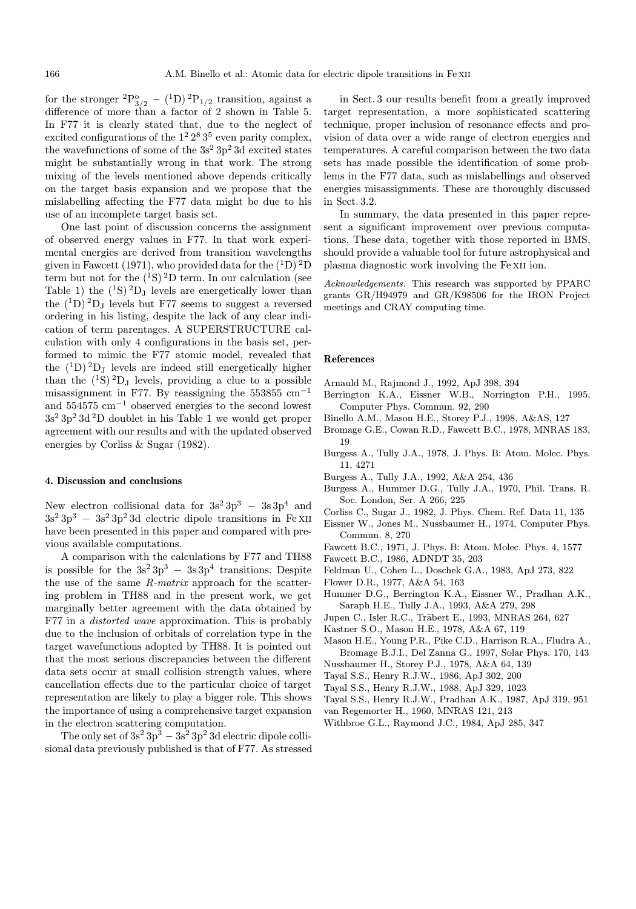for the stronger ${}^2P^o_{3/2}$ – $({}^1D)\,{}^2P_{1/2}$ transition, against a difference of more than a factor of 2 shown in Table 5. In F77 it is clearly stated that, due to the neglect of excited configurations of the $1^2\,2^8\,3^5$ even parity complex, the wavefunctions of some of the $3s^2\,3p^2\,3d$ excited states might be substantially wrong in that work. The strong mixing of the levels mentioned above depends critically on the target basis expansion and we propose that the mislabelling affecting the F77 data might be due to his use of an incomplete target basis set.

One last point of discussion concerns the assignment of observed energy values in F77. In that work experimental energies are derived from transition wavelengths given in Fawcett (1971), who provided data for the $({}^1D)\,{}^2D$ term but not for the $({}^1S)\,{}^2D$ term. In our calculation (see Table 1) the $({}^1S)\,{}^2D_J$ levels are energetically lower than the $({}^1D)\,{}^2D_J$ levels but F77 seems to suggest a reversed ordering in his listing, despite the lack of any clear indication of term parentages. A SUPERSTRUCTURE calculation with only 4 configurations in the basis set, performed to mimic the F77 atomic model, revealed that the $({}^1D)\,{}^2D_J$ levels are indeed still energetically higher than the $({}^1S)\,{}^2D_J$ levels, providing a clue to a possible misassignment in F77. By reassigning the 553855 $cm^{-1}$ and 554575 $cm^{-1}$ observed energies to the second lowest $3s^2\,3p^2\,3d\,{}^2D$ doublet in his Table 1 we would get proper agreement with our results and with the updated observed energies by Corliss & Sugar (1982).

## 4. Discussion and conclusions

New electron collisional data for $3s^2\,3p^3$ – $3s\,3p^4$ and $3s^2\,3p^3$ – $3s^2\,3p^2\,3d$ electric dipole transitions in Fe XII have been presented in this paper and compared with previous available computations.

A comparison with the calculations by F77 and TH88 is possible for the $3s^2\,3p^3$ – $3s\,3p^4$ transitions. Despite the use of the same *R-matrix* approach for the scattering problem in TH88 and in the present work, we get marginally better agreement with the data obtained by F77 in a *distorted wave* approximation. This is probably due to the inclusion of orbitals of correlation type in the target wavefunctions adopted by TH88. It is pointed out that the most serious discrepancies between the different data sets occur at small collision strength values, where cancellation effects due to the particular choice of target representation are likely to play a bigger role. This shows the importance of using a comprehensive target expansion in the electron scattering computation.

The only set of $3s^2\,3p^3$ – $3s^2\,3p^2\,3d$ electric dipole collisional data previously published is that of F77. As stressed in Sect. 3 our results benefit from a greatly improved target representation, a more sophisticated scattering technique, proper inclusion of resonance effects and provision of data over a wide range of electron energies and temperatures. A careful comparison between the two data sets has made possible the identification of some problems in the F77 data, such as mislabellings and observed energies misassignments. These are thoroughly discussed in Sect. 3.2.

In summary, the data presented in this paper represent a significant improvement over previous computations. These data, together with those reported in BMS, should provide a valuable tool for future astrophysical and plasma diagnostic work involving the Fe XII ion.

*Acknowledgements.* This research was supported by PPARC grants GR/H94979 and GR/K98506 for the IRON Project meetings and CRAY computing time.

## References

Arnauld M., Rajmond J., 1992, ApJ 398, 394
Berrington K.A., Eissner W.B., Norrington P.H., 1995, Computer Phys. Commun. 92, 290
Binello A.M., Mason H.E., Storey P.J., 1998, A&AS, 127
Bromage G.E., Cowan R.D., Fawcett B.C., 1978, MNRAS 183, 19
Burgess A., Tully J.A., 1978, J. Phys. B: Atom. Molec. Phys. 11, 4271
Burgess A., Tully J.A., 1992, A&A 254, 436
Burgess A., Hummer D.G., Tully J.A., 1970, Phil. Trans. R. Soc. London, Ser. A 266, 225
Corliss C., Sugar J., 1982, J. Phys. Chem. Ref. Data 11, 135
Eissner W., Jones M., Nussbaumer H., 1974, Computer Phys. Commun. 8, 270
Fawcett B.C., 1971, J. Phys. B: Atom. Molec. Phys. 4, 1577
Fawcett B.C., 1986, ADNDT 35, 203
Feldman U., Cohen L., Doschek G.A., 1983, ApJ 273, 822
Flower D.R., 1977, A&A 54, 163
Hummer D.G., Berrington K.A., Eissner W., Pradhan A.K., Saraph H.E., Tully J.A., 1993, A&A 279, 298
Jupen C., Isler R.C., Träbert E., 1993, MNRAS 264, 627
Kastner S.O., Mason H.E., 1978, A&A 67, 119
Mason H.E., Young P.R., Pike C.D., Harrison R.A., Fludra A., Bromage B.J.I., Del Zanna G., 1997, Solar Phys. 170, 143
Nussbaumer H., Storey P.J., 1978, A&A 64, 139
Tayal S.S., Henry R.J.W., 1986, ApJ 302, 200
Tayal S.S., Henry R.J.W., 1988, ApJ 329, 1023
Tayal S.S., Henry R.J.W., Pradhan A.K., 1987, ApJ 319, 951
van Regemorter H., 1960, MNRAS 121, 213
Withbroe G.L., Raymond J.C., 1984, ApJ 285, 347